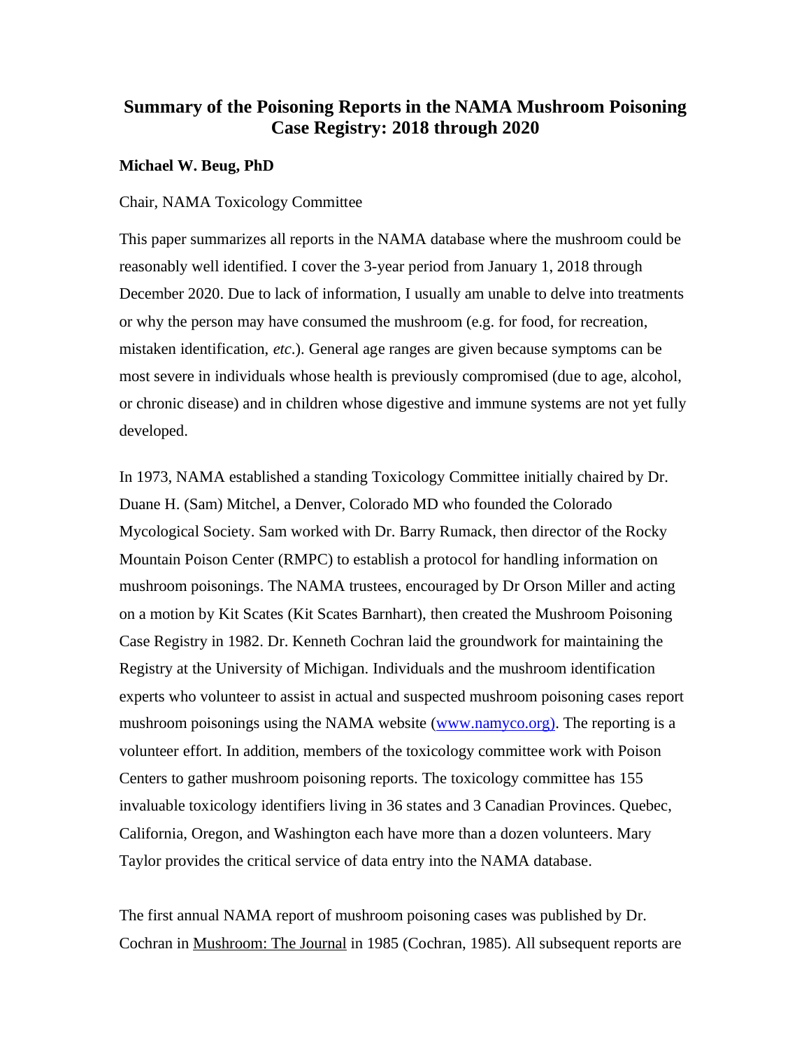# Summary of the Poisoning Reports in the NAMA Mushroom Poisoning Case Registry: 2018 through 2020

**Michael W. Beug, PhD**

Chair, NAMA Toxicology Committee

This paper summarizes all reports in the NAMA database where the mushroom could be reasonably well identified. I cover the 3-year period from January 1, 2018 through December 2020. Due to lack of information, I usually am unable to delve into treatments or why the person may have consumed the mushroom (e.g. for food, for recreation, mistaken identification, *etc*.). General age ranges are given because symptoms can be most severe in individuals whose health is previously compromised (due to age, alcohol, or chronic disease) and in children whose digestive and immune systems are not yet fully developed.

In 1973, NAMA established a standing Toxicology Committee initially chaired by Dr. Duane H. (Sam) Mitchel, a Denver, Colorado MD who founded the Colorado Mycological Society. Sam worked with Dr. Barry Rumack, then director of the Rocky Mountain Poison Center (RMPC) to establish a protocol for handling information on mushroom poisonings. The NAMA trustees, encouraged by Dr Orson Miller and acting on a motion by Kit Scates (Kit Scates Barnhart), then created the Mushroom Poisoning Case Registry in 1982. Dr. Kenneth Cochran laid the groundwork for maintaining the Registry at the University of Michigan. Individuals and the mushroom identification experts who volunteer to assist in actual and suspected mushroom poisoning cases report mushroom poisonings using the NAMA website ([www.namyco.org](www.namyco.org)). The reporting is a volunteer effort. In addition, members of the toxicology committee work with Poison Centers to gather mushroom poisoning reports. The toxicology committee has 155 invaluable toxicology identifiers living in 36 states and 3 Canadian Provinces. Quebec, California, Oregon, and Washington each have more than a dozen volunteers. Mary Taylor provides the critical service of data entry into the NAMA database.

The first annual NAMA report of mushroom poisoning cases was published by Dr. Cochran in Mushroom: The Journal in 1985 (Cochran, 1985). All subsequent reports are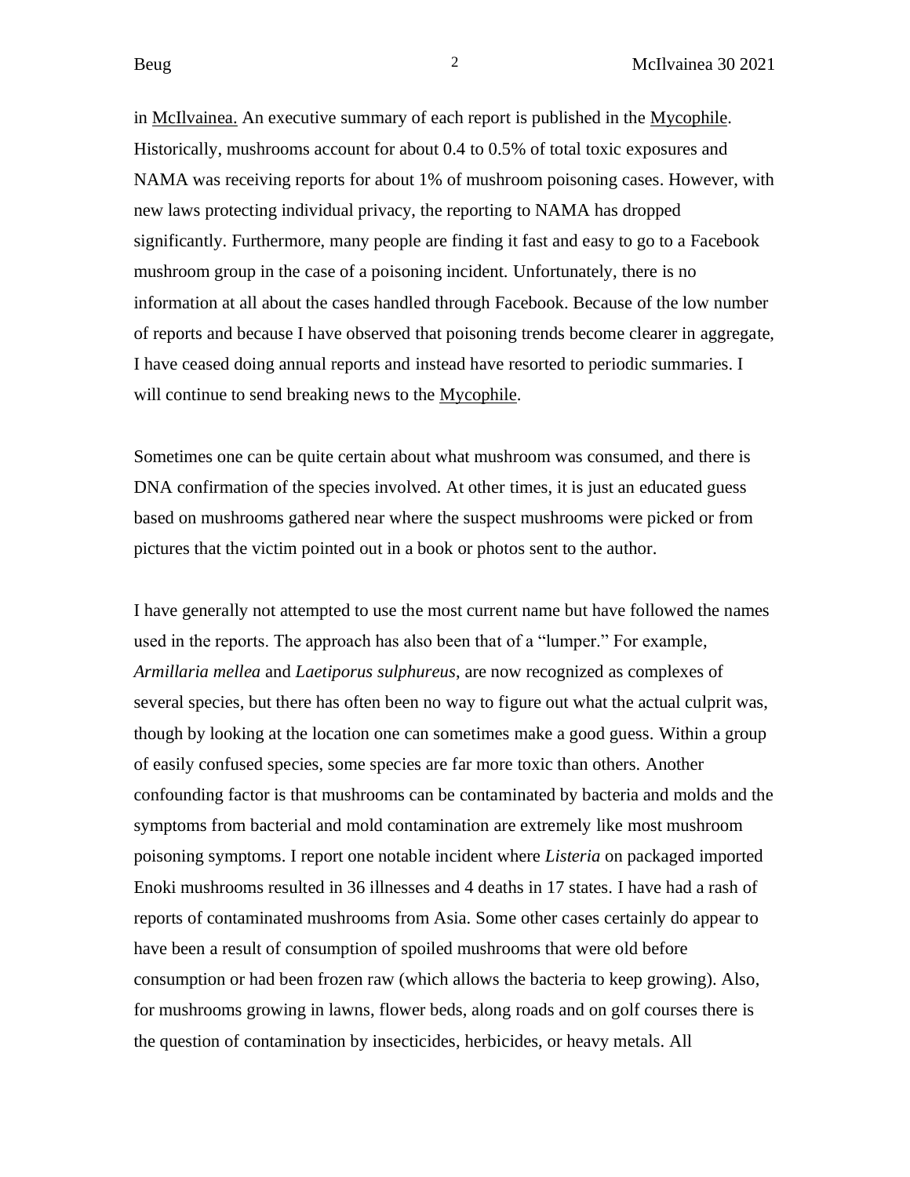in McIlvainea. An executive summary of each report is published in the Mycophile. Historically, mushrooms account for about 0.4 to 0.5% of total toxic exposures and NAMA was receiving reports for about 1% of mushroom poisoning cases. However, with new laws protecting individual privacy, the reporting to NAMA has dropped significantly. Furthermore, many people are finding it fast and easy to go to a Facebook mushroom group in the case of a poisoning incident. Unfortunately, there is no information at all about the cases handled through Facebook. Because of the low number of reports and because I have observed that poisoning trends become clearer in aggregate, I have ceased doing annual reports and instead have resorted to periodic summaries. I will continue to send breaking news to the Mycophile.

Sometimes one can be quite certain about what mushroom was consumed, and there is DNA confirmation of the species involved. At other times, it is just an educated guess based on mushrooms gathered near where the suspect mushrooms were picked or from pictures that the victim pointed out in a book or photos sent to the author.

I have generally not attempted to use the most current name but have followed the names used in the reports. The approach has also been that of a "lumper." For example, *Armillaria mellea* and *Laetiporus sulphureus*, are now recognized as complexes of several species, but there has often been no way to figure out what the actual culprit was, though by looking at the location one can sometimes make a good guess. Within a group of easily confused species, some species are far more toxic than others. Another confounding factor is that mushrooms can be contaminated by bacteria and molds and the symptoms from bacterial and mold contamination are extremely like most mushroom poisoning symptoms. I report one notable incident where *Listeria* on packaged imported Enoki mushrooms resulted in 36 illnesses and 4 deaths in 17 states. I have had a rash of reports of contaminated mushrooms from Asia. Some other cases certainly do appear to have been a result of consumption of spoiled mushrooms that were old before consumption or had been frozen raw (which allows the bacteria to keep growing). Also, for mushrooms growing in lawns, flower beds, along roads and on golf courses there is the question of contamination by insecticides, herbicides, or heavy metals. All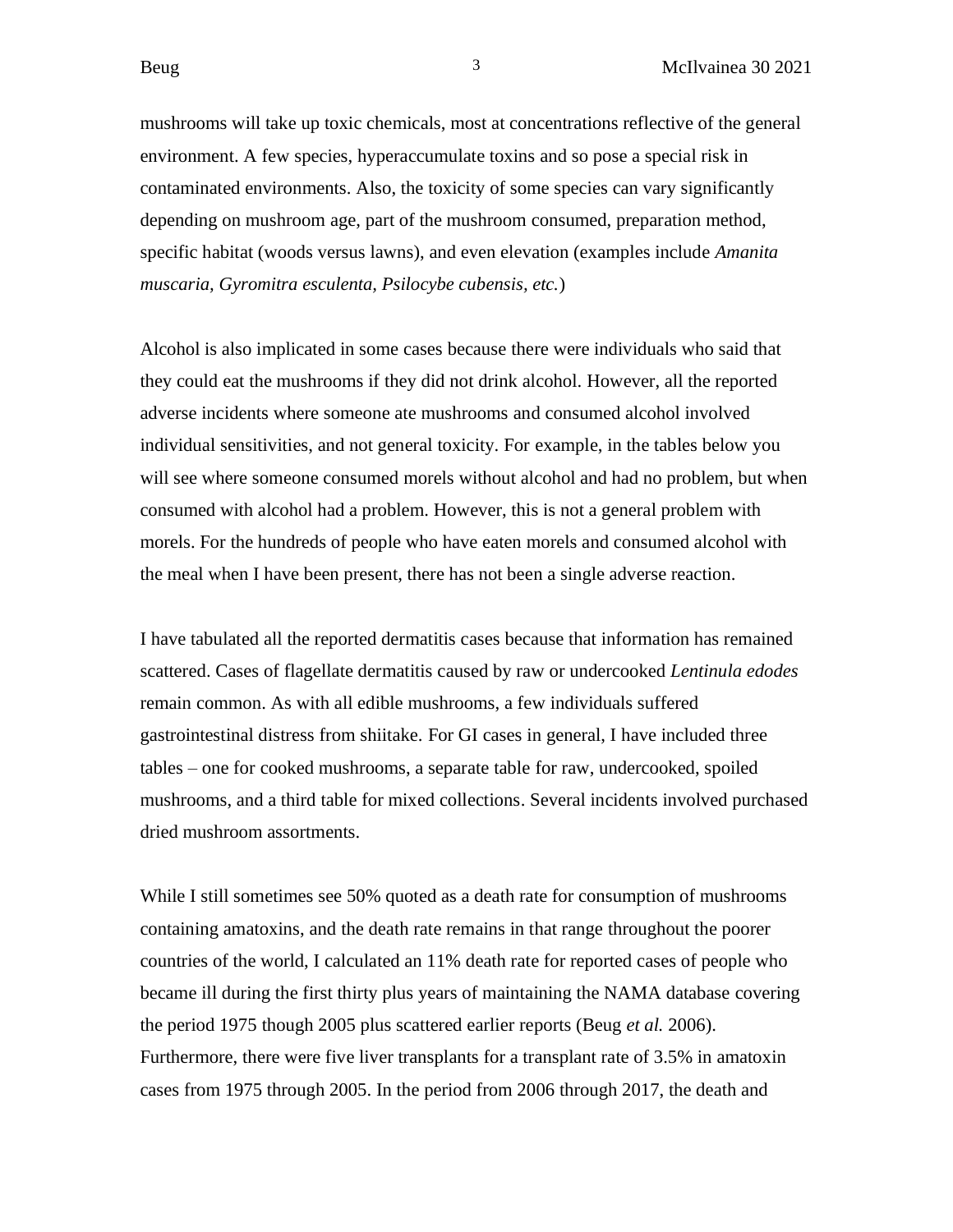mushrooms will take up toxic chemicals, most at concentrations reflective of the general environment. A few species, hyperaccumulate toxins and so pose a special risk in contaminated environments. Also, the toxicity of some species can vary significantly depending on mushroom age, part of the mushroom consumed, preparation method, specific habitat (woods versus lawns), and even elevation (examples include *Amanita muscaria, Gyromitra esculenta, Psilocybe cubensis, etc.*)

Alcohol is also implicated in some cases because there were individuals who said that they could eat the mushrooms if they did not drink alcohol. However, all the reported adverse incidents where someone ate mushrooms and consumed alcohol involved individual sensitivities, and not general toxicity. For example, in the tables below you will see where someone consumed morels without alcohol and had no problem, but when consumed with alcohol had a problem. However, this is not a general problem with morels. For the hundreds of people who have eaten morels and consumed alcohol with the meal when I have been present, there has not been a single adverse reaction.

I have tabulated all the reported dermatitis cases because that information has remained scattered. Cases of flagellate dermatitis caused by raw or undercooked *Lentinula edodes* remain common. As with all edible mushrooms, a few individuals suffered gastrointestinal distress from shiitake. For GI cases in general, I have included three tables – one for cooked mushrooms, a separate table for raw, undercooked, spoiled mushrooms, and a third table for mixed collections. Several incidents involved purchased dried mushroom assortments.

While I still sometimes see 50% quoted as a death rate for consumption of mushrooms containing amatoxins, and the death rate remains in that range throughout the poorer countries of the world, I calculated an 11% death rate for reported cases of people who became ill during the first thirty plus years of maintaining the NAMA database covering the period 1975 though 2005 plus scattered earlier reports (Beug *et al.* 2006). Furthermore, there were five liver transplants for a transplant rate of 3.5% in amatoxin cases from 1975 through 2005. In the period from 2006 through 2017, the death and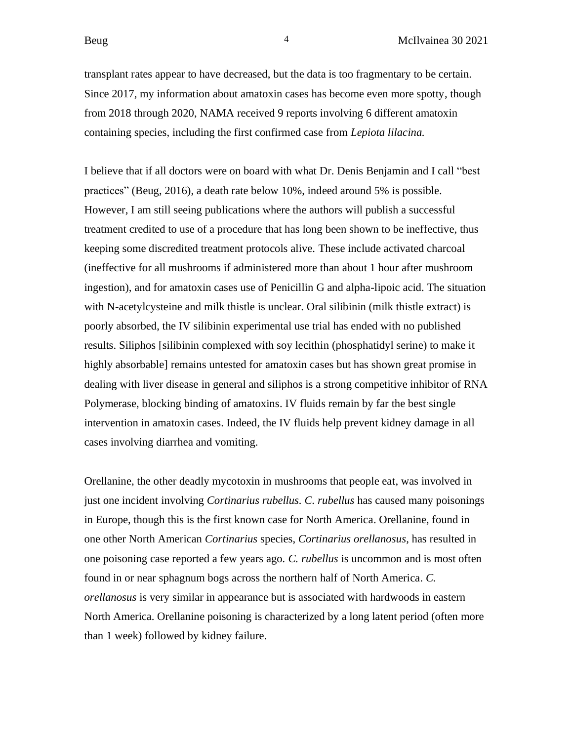transplant rates appear to have decreased, but the data is too fragmentary to be certain. Since 2017, my information about amatoxin cases has become even more spotty, though from 2018 through 2020, NAMA received 9 reports involving 6 different amatoxin containing species, including the first confirmed case from *Lepiota lilacina.*

I believe that if all doctors were on board with what Dr. Denis Benjamin and I call "best practices" (Beug, 2016), a death rate below 10%, indeed around 5% is possible. However, I am still seeing publications where the authors will publish a successful treatment credited to use of a procedure that has long been shown to be ineffective, thus keeping some discredited treatment protocols alive. These include activated charcoal (ineffective for all mushrooms if administered more than about 1 hour after mushroom ingestion), and for amatoxin cases use of Penicillin G and alpha-lipoic acid. The situation with N-acetylcysteine and milk thistle is unclear. Oral silibinin (milk thistle extract) is poorly absorbed, the IV silibinin experimental use trial has ended with no published results. Siliphos [silibinin complexed with soy lecithin (phosphatidyl serine) to make it highly absorbable] remains untested for amatoxin cases but has shown great promise in dealing with liver disease in general and siliphos is a strong competitive inhibitor of RNA Polymerase, blocking binding of amatoxins. IV fluids remain by far the best single intervention in amatoxin cases. Indeed, the IV fluids help prevent kidney damage in all cases involving diarrhea and vomiting.

Orellanine, the other deadly mycotoxin in mushrooms that people eat, was involved in just one incident involving *Cortinarius rubellus*. *C. rubellus* has caused many poisonings in Europe, though this is the first known case for North America. Orellanine, found in one other North American *Cortinarius* species, *Cortinarius orellanosus,* has resulted in one poisoning case reported a few years ago. *C. rubellus* is uncommon and is most often found in or near sphagnum bogs across the northern half of North America. *C. orellanosus* is very similar in appearance but is associated with hardwoods in eastern North America. Orellanine poisoning is characterized by a long latent period (often more than 1 week) followed by kidney failure.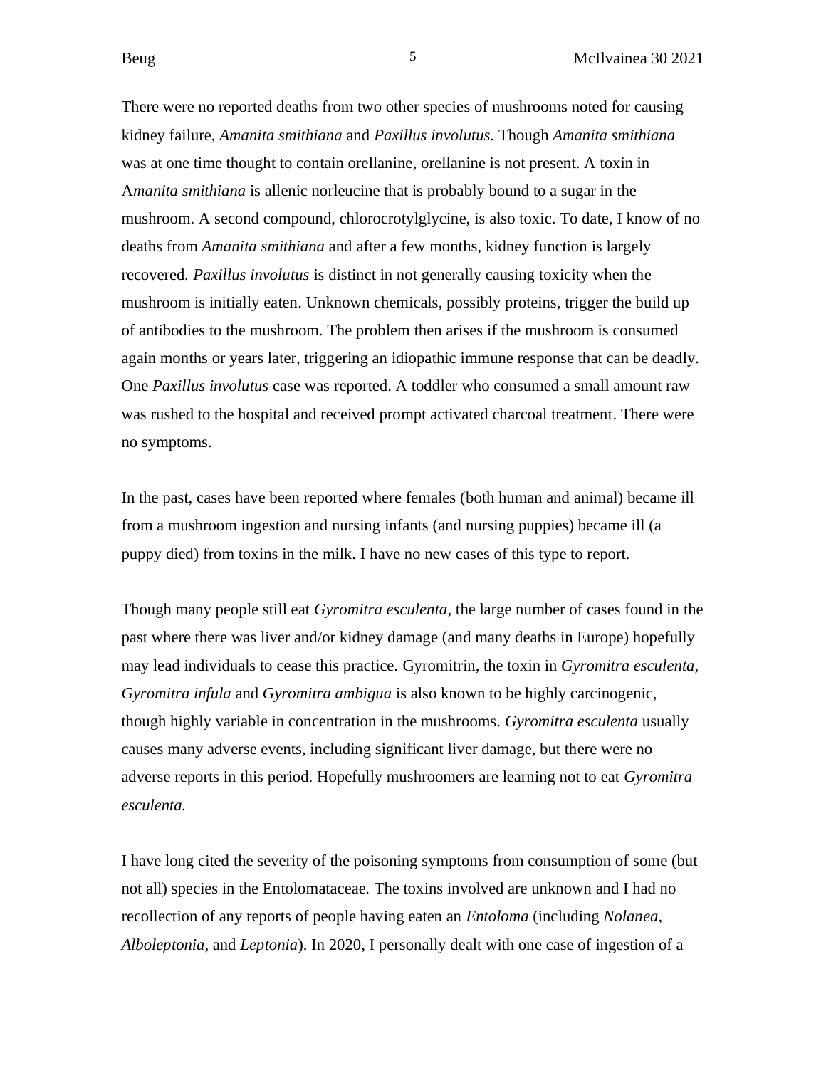There were no reported deaths from two other species of mushrooms noted for causing kidney failure, *Amanita smithiana* and *Paxillus involutus.* Though *Amanita smithiana* was at one time thought to contain orellanine, orellanine is not present. A toxin in A*manita smithiana* is allenic norleucine that is probably bound to a sugar in the mushroom. A second compound, chlorocrotylglycine, is also toxic. To date, I know of no deaths from *Amanita smithiana* and after a few months, kidney function is largely recovered. *Paxillus involutus* is distinct in not generally causing toxicity when the mushroom is initially eaten. Unknown chemicals, possibly proteins, trigger the build up of antibodies to the mushroom. The problem then arises if the mushroom is consumed again months or years later, triggering an idiopathic immune response that can be deadly. One *Paxillus involutus* case was reported. A toddler who consumed a small amount raw was rushed to the hospital and received prompt activated charcoal treatment. There were no symptoms.

In the past, cases have been reported where females (both human and animal) became ill from a mushroom ingestion and nursing infants (and nursing puppies) became ill (a puppy died) from toxins in the milk. I have no new cases of this type to report.

Though many people still eat *Gyromitra esculenta*, the large number of cases found in the past where there was liver and/or kidney damage (and many deaths in Europe) hopefully may lead individuals to cease this practice. Gyromitrin, the toxin in *Gyromitra esculenta*, *Gyromitra infula* and *Gyromitra ambigua* is also known to be highly carcinogenic, though highly variable in concentration in the mushrooms. *Gyromitra esculenta* usually causes many adverse events, including significant liver damage, but there were no adverse reports in this period. Hopefully mushroomers are learning not to eat *Gyromitra esculenta.*

I have long cited the severity of the poisoning symptoms from consumption of some (but not all) species in the Entolomataceae*.* The toxins involved are unknown and I had no recollection of any reports of people having eaten an *Entoloma* (including *Nolanea*, *Alboleptonia*, and *Leptonia*). In 2020, I personally dealt with one case of ingestion of a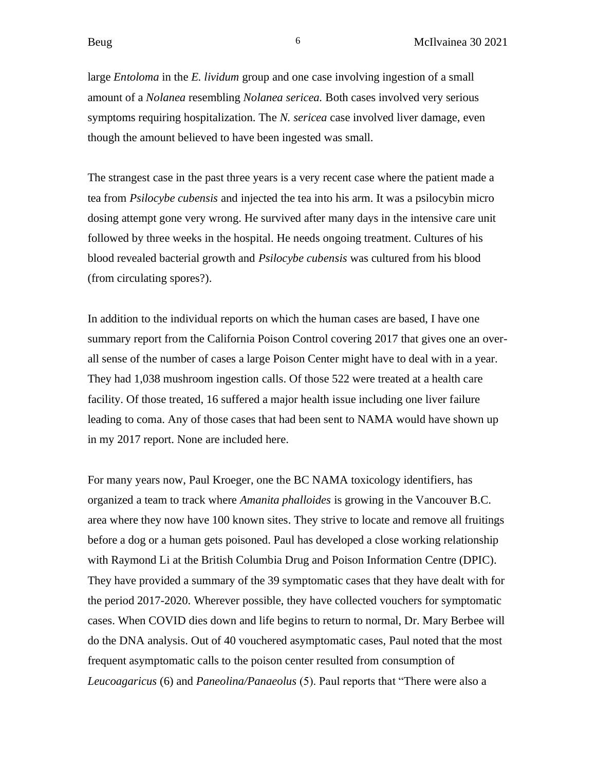large *Entoloma* in the *E. lividum* group and one case involving ingestion of a small amount of a *Nolanea* resembling *Nolanea sericea.* Both cases involved very serious symptoms requiring hospitalization. The *N. sericea* case involved liver damage, even though the amount believed to have been ingested was small.

The strangest case in the past three years is a very recent case where the patient made a tea from *Psilocybe cubensis* and injected the tea into his arm. It was a psilocybin micro dosing attempt gone very wrong. He survived after many days in the intensive care unit followed by three weeks in the hospital. He needs ongoing treatment. Cultures of his blood revealed bacterial growth and *Psilocybe cubensis* was cultured from his blood (from circulating spores?).

In addition to the individual reports on which the human cases are based, I have one summary report from the California Poison Control covering 2017 that gives one an over-all sense of the number of cases a large Poison Center might have to deal with in a year. They had 1,038 mushroom ingestion calls. Of those 522 were treated at a health care facility. Of those treated, 16 suffered a major health issue including one liver failure leading to coma. Any of those cases that had been sent to NAMA would have shown up in my 2017 report. None are included here.

For many years now, Paul Kroeger, one the BC NAMA toxicology identifiers, has organized a team to track where *Amanita phalloides* is growing in the Vancouver B.C. area where they now have 100 known sites. They strive to locate and remove all fruitings before a dog or a human gets poisoned. Paul has developed a close working relationship with Raymond Li at the British Columbia Drug and Poison Information Centre (DPIC). They have provided a summary of the 39 symptomatic cases that they have dealt with for the period 2017-2020. Wherever possible, they have collected vouchers for symptomatic cases. When COVID dies down and life begins to return to normal, Dr. Mary Berbee will do the DNA analysis. Out of 40 vouchered asymptomatic cases, Paul noted that the most frequent asymptomatic calls to the poison center resulted from consumption of *Leucoagaricus* (6) and *Paneolina/Panaeolus* (5). Paul reports that "There were also a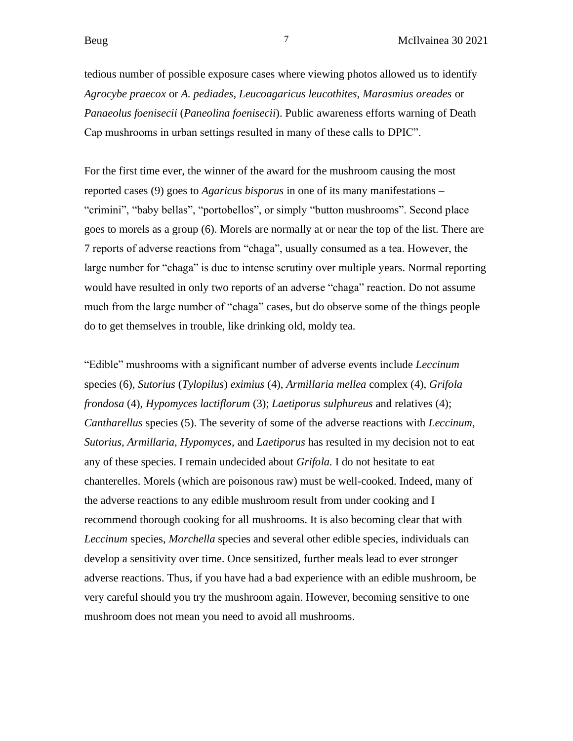tedious number of possible exposure cases where viewing photos allowed us to identify *Agrocybe praecox* or *A. pediades, Leucoagaricus leucothites, Marasmius oreades* or *Panaeolus foenisecii* (*Paneolina foenisecii*). Public awareness efforts warning of Death Cap mushrooms in urban settings resulted in many of these calls to DPIC".

For the first time ever, the winner of the award for the mushroom causing the most reported cases (9) goes to *Agaricus bisporus* in one of its many manifestations – "crimini", "baby bellas", "portobellos", or simply "button mushrooms". Second place goes to morels as a group (6). Morels are normally at or near the top of the list. There are 7 reports of adverse reactions from "chaga", usually consumed as a tea. However, the large number for "chaga" is due to intense scrutiny over multiple years. Normal reporting would have resulted in only two reports of an adverse "chaga" reaction. Do not assume much from the large number of "chaga" cases, but do observe some of the things people do to get themselves in trouble, like drinking old, moldy tea.

"Edible" mushrooms with a significant number of adverse events include *Leccinum* species (6), *Sutorius* (*Tylopilus*) *eximius* (4), *Armillaria mellea* complex (4), *Grifola frondosa* (4), *Hypomyces lactiflorum* (3); *Laetiporus sulphureus* and relatives (4); *Cantharellus* species (5). The severity of some of the adverse reactions with *Leccinum, Sutorius, Armillaria, Hypomyces,* and *Laetiporus* has resulted in my decision not to eat any of these species. I remain undecided about *Grifola.* I do not hesitate to eat chanterelles. Morels (which are poisonous raw) must be well-cooked. Indeed, many of the adverse reactions to any edible mushroom result from under cooking and I recommend thorough cooking for all mushrooms. It is also becoming clear that with *Leccinum* species, *Morchella* species and several other edible species, individuals can develop a sensitivity over time. Once sensitized, further meals lead to ever stronger adverse reactions. Thus, if you have had a bad experience with an edible mushroom, be very careful should you try the mushroom again. However, becoming sensitive to one mushroom does not mean you need to avoid all mushrooms.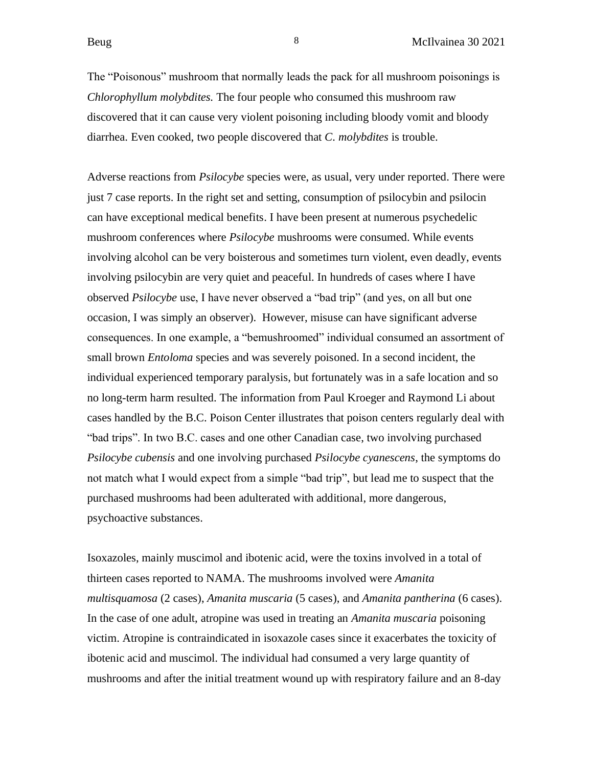The "Poisonous" mushroom that normally leads the pack for all mushroom poisonings is *Chlorophyllum molybdites.* The four people who consumed this mushroom raw discovered that it can cause very violent poisoning including bloody vomit and bloody diarrhea. Even cooked, two people discovered that *C. molybdites* is trouble.

Adverse reactions from *Psilocybe* species were, as usual, very under reported. There were just 7 case reports. In the right set and setting, consumption of psilocybin and psilocin can have exceptional medical benefits. I have been present at numerous psychedelic mushroom conferences where *Psilocybe* mushrooms were consumed. While events involving alcohol can be very boisterous and sometimes turn violent, even deadly, events involving psilocybin are very quiet and peaceful. In hundreds of cases where I have observed *Psilocybe* use, I have never observed a "bad trip" (and yes, on all but one occasion, I was simply an observer). However, misuse can have significant adverse consequences. In one example, a "bemushroomed" individual consumed an assortment of small brown *Entoloma* species and was severely poisoned. In a second incident, the individual experienced temporary paralysis, but fortunately was in a safe location and so no long-term harm resulted. The information from Paul Kroeger and Raymond Li about cases handled by the B.C. Poison Center illustrates that poison centers regularly deal with "bad trips". In two B.C. cases and one other Canadian case, two involving purchased *Psilocybe cubensis* and one involving purchased *Psilocybe cyanescens*, the symptoms do not match what I would expect from a simple "bad trip", but lead me to suspect that the purchased mushrooms had been adulterated with additional, more dangerous, psychoactive substances.

Isoxazoles, mainly muscimol and ibotenic acid, were the toxins involved in a total of thirteen cases reported to NAMA. The mushrooms involved were *Amanita multisquamosa* (2 cases), *Amanita muscaria* (5 cases), and *Amanita pantherina* (6 cases). In the case of one adult, atropine was used in treating an *Amanita muscaria* poisoning victim. Atropine is contraindicated in isoxazole cases since it exacerbates the toxicity of ibotenic acid and muscimol. The individual had consumed a very large quantity of mushrooms and after the initial treatment wound up with respiratory failure and an 8-day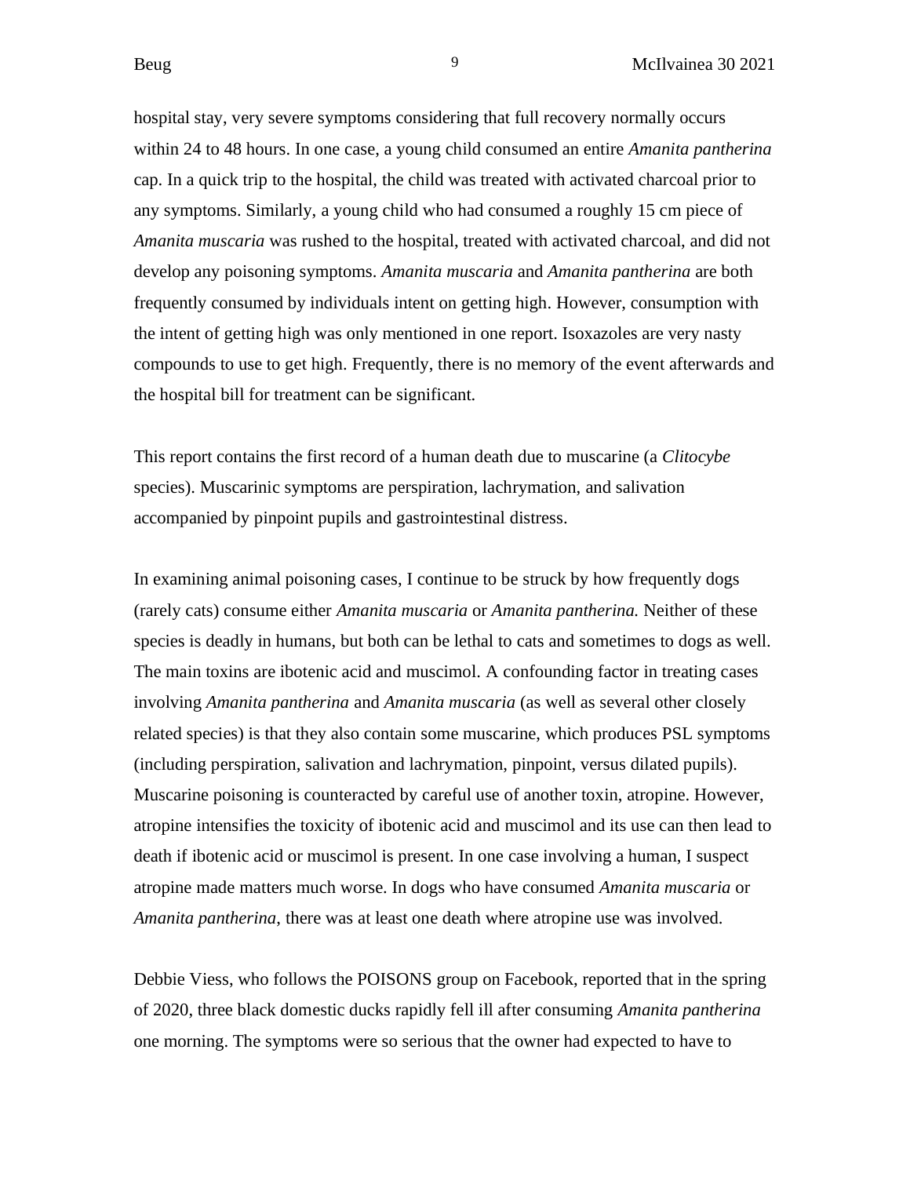hospital stay, very severe symptoms considering that full recovery normally occurs within 24 to 48 hours. In one case, a young child consumed an entire *Amanita pantherina* cap. In a quick trip to the hospital, the child was treated with activated charcoal prior to any symptoms. Similarly, a young child who had consumed a roughly 15 cm piece of *Amanita muscaria* was rushed to the hospital, treated with activated charcoal, and did not develop any poisoning symptoms. *Amanita muscaria* and *Amanita pantherina* are both frequently consumed by individuals intent on getting high. However, consumption with the intent of getting high was only mentioned in one report. Isoxazoles are very nasty compounds to use to get high. Frequently, there is no memory of the event afterwards and the hospital bill for treatment can be significant.

This report contains the first record of a human death due to muscarine (a *Clitocybe* species). Muscarinic symptoms are perspiration, lachrymation, and salivation accompanied by pinpoint pupils and gastrointestinal distress.

In examining animal poisoning cases, I continue to be struck by how frequently dogs (rarely cats) consume either *Amanita muscaria* or *Amanita pantherina.* Neither of these species is deadly in humans, but both can be lethal to cats and sometimes to dogs as well. The main toxins are ibotenic acid and muscimol. A confounding factor in treating cases involving *Amanita pantherina* and *Amanita muscaria* (as well as several other closely related species) is that they also contain some muscarine, which produces PSL symptoms (including perspiration, salivation and lachrymation, pinpoint, versus dilated pupils). Muscarine poisoning is counteracted by careful use of another toxin, atropine. However, atropine intensifies the toxicity of ibotenic acid and muscimol and its use can then lead to death if ibotenic acid or muscimol is present. In one case involving a human, I suspect atropine made matters much worse. In dogs who have consumed *Amanita muscaria* or *Amanita pantherina*, there was at least one death where atropine use was involved.

Debbie Viess, who follows the POISONS group on Facebook, reported that in the spring of 2020, three black domestic ducks rapidly fell ill after consuming *Amanita pantherina* one morning. The symptoms were so serious that the owner had expected to have to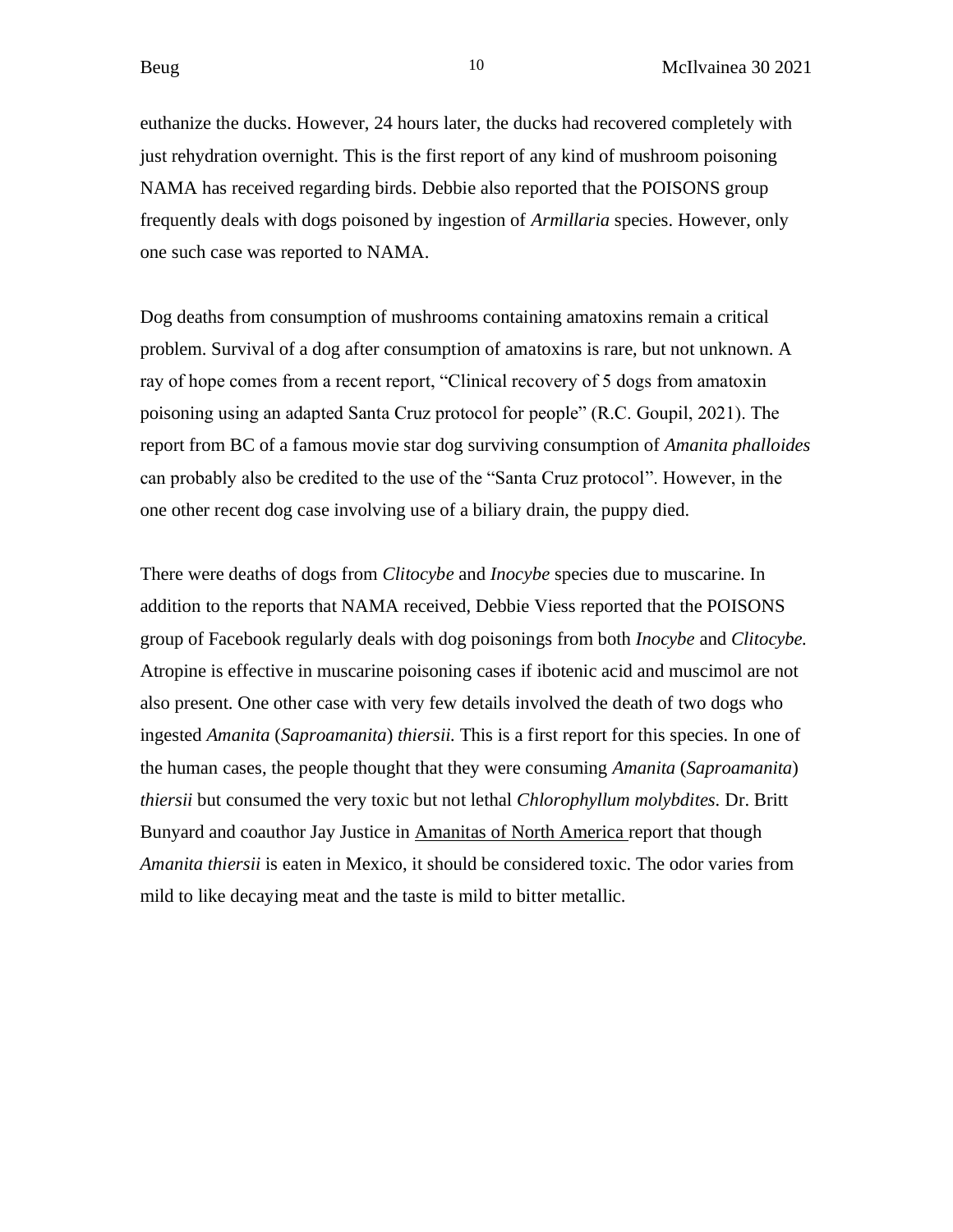euthanize the ducks. However, 24 hours later, the ducks had recovered completely with just rehydration overnight. This is the first report of any kind of mushroom poisoning NAMA has received regarding birds. Debbie also reported that the POISONS group frequently deals with dogs poisoned by ingestion of *Armillaria* species. However, only one such case was reported to NAMA.

Dog deaths from consumption of mushrooms containing amatoxins remain a critical problem. Survival of a dog after consumption of amatoxins is rare, but not unknown. A ray of hope comes from a recent report, "Clinical recovery of 5 dogs from amatoxin poisoning using an adapted Santa Cruz protocol for people" (R.C. Goupil, 2021). The report from BC of a famous movie star dog surviving consumption of *Amanita phalloides* can probably also be credited to the use of the "Santa Cruz protocol". However, in the one other recent dog case involving use of a biliary drain, the puppy died.

There were deaths of dogs from *Clitocybe* and *Inocybe* species due to muscarine. In addition to the reports that NAMA received, Debbie Viess reported that the POISONS group of Facebook regularly deals with dog poisonings from both *Inocybe* and *Clitocybe.* Atropine is effective in muscarine poisoning cases if ibotenic acid and muscimol are not also present. One other case with very few details involved the death of two dogs who ingested *Amanita* (*Saproamanita*) *thiersii.* This is a first report for this species. In one of the human cases, the people thought that they were consuming *Amanita* (*Saproamanita*) *thiersii* but consumed the very toxic but not lethal *Chlorophyllum molybdites.* Dr. Britt Bunyard and coauthor Jay Justice in Amanitas of North America report that though *Amanita thiersii* is eaten in Mexico, it should be considered toxic. The odor varies from mild to like decaying meat and the taste is mild to bitter metallic.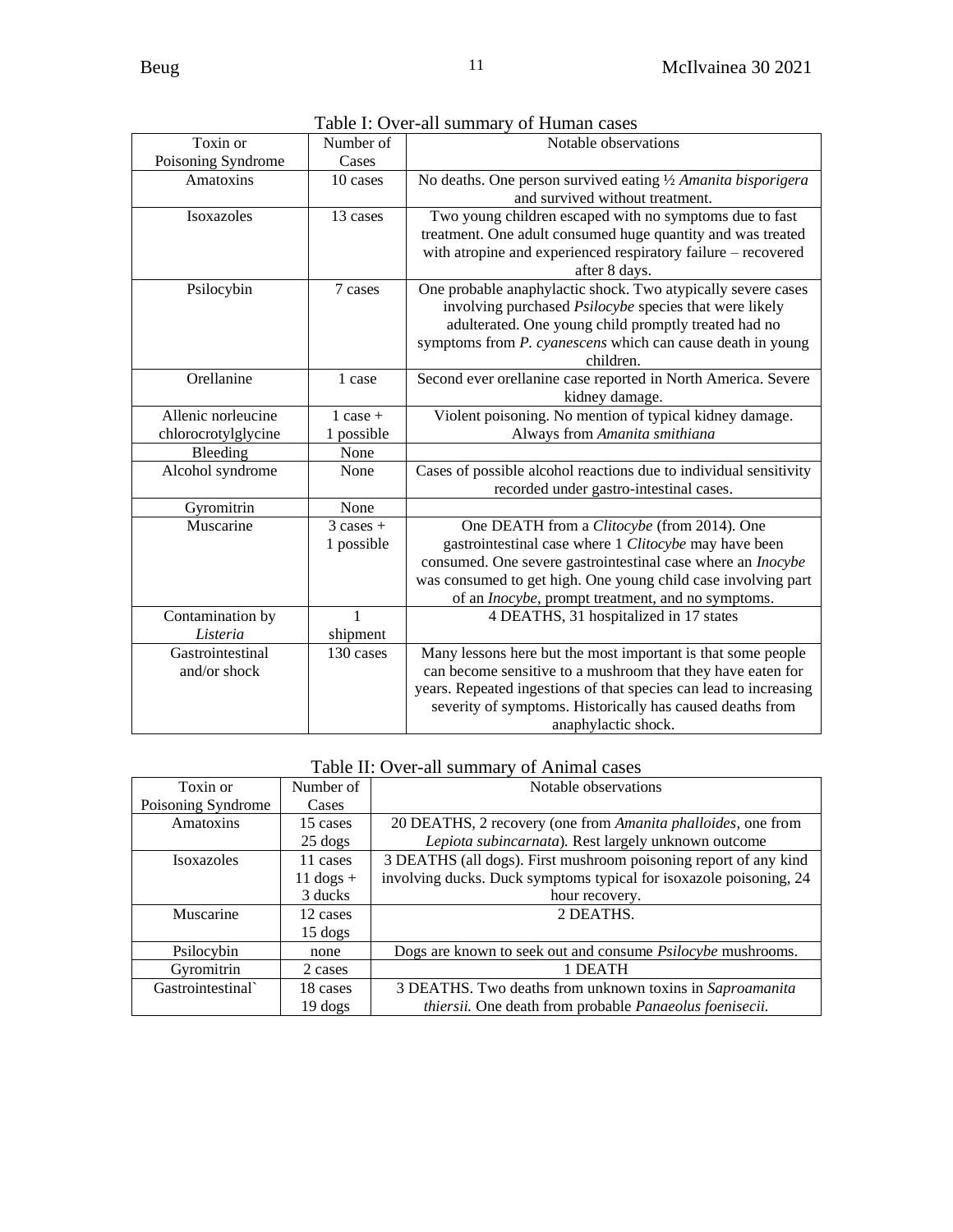Table I: Over-all summary of Human cases

| Toxin or Poisoning Syndrome | Number of Cases | Notable observations |
|---|---|---|
| Amatoxins | 10 cases | No deaths. One person survived eating ½ *Amanita bisporigera* and survived without treatment. |
| Isoxazoles | 13 cases | Two young children escaped with no symptoms due to fast treatment. One adult consumed huge quantity and was treated with atropine and experienced respiratory failure – recovered after 8 days. |
| Psilocybin | 7 cases | One probable anaphylactic shock. Two atypically severe cases involving purchased *Psilocybe* species that were likely adulterated. One young child promptly treated had no symptoms from *P. cyanescens* which can cause death in young children. |
| Orellanine | 1 case | Second ever orellanine case reported in North America. Severe kidney damage. |
| Allenic norleucine chlorocrotylglycine | 1 case + 1 possible | Violent poisoning. No mention of typical kidney damage. Always from *Amanita smithiana* |
| Bleeding | None | |
| Alcohol syndrome | None | Cases of possible alcohol reactions due to individual sensitivity recorded under gastro-intestinal cases. |
| Gyromitrin | None | |
| Muscarine | 3 cases + 1 possible | One DEATH from a *Clitocybe* (from 2014). One gastrointestinal case where 1 *Clitocybe* may have been consumed. One severe gastrointestinal case where an *Inocybe* was consumed to get high. One young child case involving part of an *Inocybe*, prompt treatment, and no symptoms. |
| Contamination by *Listeria* | 1 shipment | 4 DEATHS, 31 hospitalized in 17 states |
| Gastrointestinal and/or shock | 130 cases | Many lessons here but the most important is that some people can become sensitive to a mushroom that they have eaten for years. Repeated ingestions of that species can lead to increasing severity of symptoms. Historically has caused deaths from anaphylactic shock. |

Table II: Over-all summary of Animal cases

| Toxin or Poisoning Syndrome | Number of Cases | Notable observations |
|---|---|---|
| Amatoxins | 15 cases 25 dogs | 20 DEATHS, 2 recovery (one from *Amanita phalloides*, one from *Lepiota subincarnata*). Rest largely unknown outcome |
| Isoxazoles | 11 cases 11 dogs + 3 ducks | 3 DEATHS (all dogs). First mushroom poisoning report of any kind involving ducks. Duck symptoms typical for isoxazole poisoning, 24 hour recovery. |
| Muscarine | 12 cases 15 dogs | 2 DEATHS. |
| Psilocybin | none | Dogs are known to seek out and consume *Psilocybe* mushrooms. |
| Gyromitrin | 2 cases | 1 DEATH |
| Gastrointestinal` | 18 cases 19 dogs | 3 DEATHS. Two deaths from unknown toxins in *Saproamanita thiersii.* One death from probable *Panaeolus foenisecii.* |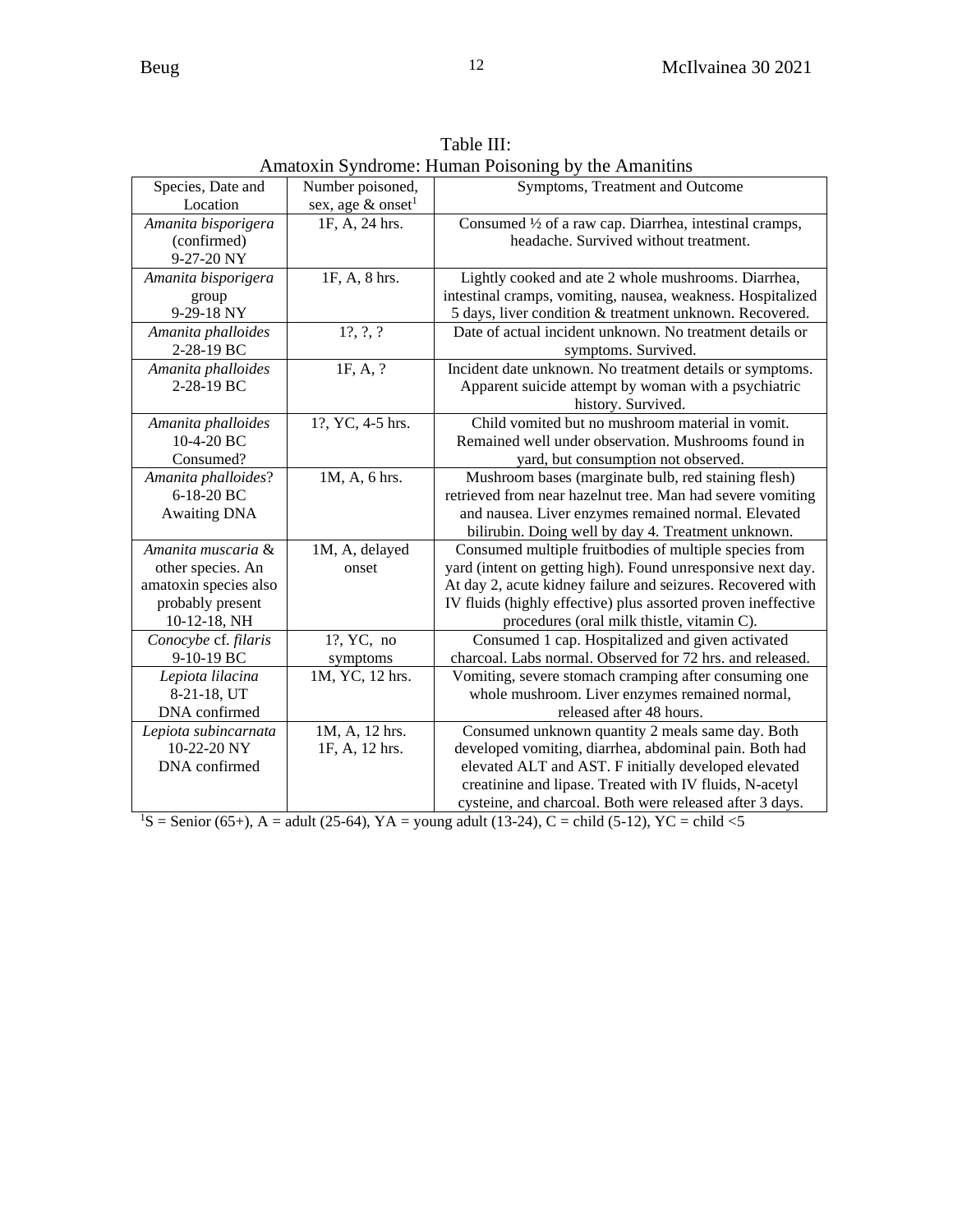Table III:
Amatoxin Syndrome: Human Poisoning by the Amanitins

| Species, Date and Location | Number poisoned, sex, age & onset[1] | Symptoms, Treatment and Outcome |
|---|---|---|
| *Amanita bisporigera* (confirmed) 9-27-20 NY | 1F, A, 24 hrs. | Consumed ½ of a raw cap. Diarrhea, intestinal cramps, headache. Survived without treatment. |
| *Amanita bisporigera* group 9-29-18 NY | 1F, A, 8 hrs. | Lightly cooked and ate 2 whole mushrooms. Diarrhea, intestinal cramps, vomiting, nausea, weakness. Hospitalized 5 days, liver condition & treatment unknown. Recovered. |
| *Amanita phalloides* 2-28-19 BC | 1?, ?, ? | Date of actual incident unknown. No treatment details or symptoms. Survived. |
| *Amanita phalloides* 2-28-19 BC | 1F, A, ? | Incident date unknown. No treatment details or symptoms. Apparent suicide attempt by woman with a psychiatric history. Survived. |
| *Amanita phalloides* 10-4-20 BC Consumed? | 1?, YC, 4-5 hrs. | Child vomited but no mushroom material in vomit. Remained well under observation. Mushrooms found in yard, but consumption not observed. |
| *Amanita phalloides*? 6-18-20 BC Awaiting DNA | 1M, A, 6 hrs. | Mushroom bases (marginate bulb, red staining flesh) retrieved from near hazelnut tree. Man had severe vomiting and nausea. Liver enzymes remained normal. Elevated bilirubin. Doing well by day 4. Treatment unknown. |
| *Amanita muscaria* & other species. An amatoxin species also probably present 10-12-18, NH | 1M, A, delayed onset | Consumed multiple fruitbodies of multiple species from yard (intent on getting high). Found unresponsive next day. At day 2, acute kidney failure and seizures. Recovered with IV fluids (highly effective) plus assorted proven ineffective procedures (oral milk thistle, vitamin C). |
| *Conocybe* cf. *filaris* 9-10-19 BC | 1?, YC, no symptoms | Consumed 1 cap. Hospitalized and given activated charcoal. Labs normal. Observed for 72 hrs. and released. |
| *Lepiota lilacina* 8-21-18, UT DNA confirmed | 1M, YC, 12 hrs. | Vomiting, severe stomach cramping after consuming one whole mushroom. Liver enzymes remained normal, released after 48 hours. |
| *Lepiota subincarnata* 10-22-20 NY DNA confirmed | 1M, A, 12 hrs. 1F, A, 12 hrs. | Consumed unknown quantity 2 meals same day. Both developed vomiting, diarrhea, abdominal pain. Both had elevated ALT and AST. F initially developed elevated creatinine and lipase. Treated with IV fluids, N-acetyl cysteine, and charcoal. Both were released after 3 days. |

[1] S = Senior (65+), A = adult (25-64), YA = young adult (13-24), C = child (5-12), YC = child <5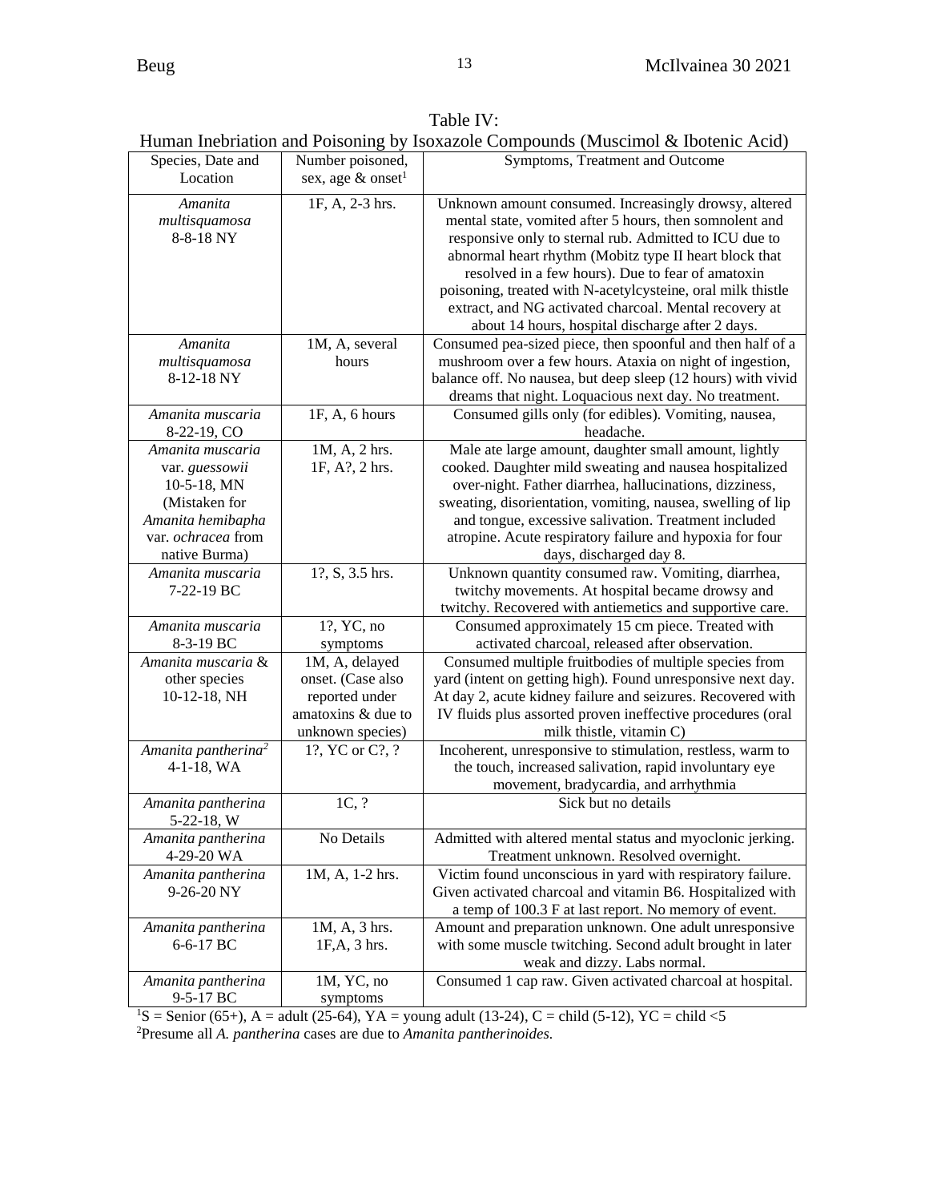Table IV:
Human Inebriation and Poisoning by Isoxazole Compounds (Muscimol & Ibotenic Acid)

| Species, Date and Location | Number poisoned, sex, age & onset[1] | Symptoms, Treatment and Outcome |
|---|---|---|
| *Amanita multisquamosa* 8-8-18 NY | 1F, A, 2-3 hrs. | Unknown amount consumed. Increasingly drowsy, altered mental state, vomited after 5 hours, then somnolent and responsive only to sternal rub. Admitted to ICU due to abnormal heart rhythm (Mobitz type II heart block that resolved in a few hours). Due to fear of amatoxin poisoning, treated with N-acetylcysteine, oral milk thistle extract, and NG activated charcoal. Mental recovery at about 14 hours, hospital discharge after 2 days. |
| *Amanita multisquamosa* 8-12-18 NY | 1M, A, several hours | Consumed pea-sized piece, then spoonful and then half of a mushroom over a few hours. Ataxia on night of ingestion, balance off. No nausea, but deep sleep (12 hours) with vivid dreams that night. Loquacious next day. No treatment. |
| *Amanita muscaria* 8-22-19, CO | 1F, A, 6 hours | Consumed gills only (for edibles). Vomiting, nausea, headache. |
| *Amanita muscaria* var. *guessowii* 10-5-18, MN (Mistaken for *Amanita hemibapha* var. *ochracea* from native Burma) | 1M, A, 2 hrs. 1F, A?, 2 hrs. | Male ate large amount, daughter small amount, lightly cooked. Daughter mild sweating and nausea hospitalized over-night. Father diarrhea, hallucinations, dizziness, sweating, disorientation, vomiting, nausea, swelling of lip and tongue, excessive salivation. Treatment included atropine. Acute respiratory failure and hypoxia for four days, discharged day 8. |
| *Amanita muscaria* 7-22-19 BC | 1?, S, 3.5 hrs. | Unknown quantity consumed raw. Vomiting, diarrhea, twitchy movements. At hospital became drowsy and twitchy. Recovered with antiemetics and supportive care. |
| *Amanita muscaria* 8-3-19 BC | 1?, YC, no symptoms | Consumed approximately 15 cm piece. Treated with activated charcoal, released after observation. |
| *Amanita muscaria* & other species 10-12-18, NH | 1M, A, delayed onset. (Case also reported under amatoxins & due to unknown species) | Consumed multiple fruitbodies of multiple species from yard (intent on getting high). Found unresponsive next day. At day 2, acute kidney failure and seizures. Recovered with IV fluids plus assorted proven ineffective procedures (oral milk thistle, vitamin C) |
| *Amanita pantherina*[2] 4-1-18, WA | 1?, YC or C?, ? | Incoherent, unresponsive to stimulation, restless, warm to the touch, increased salivation, rapid involuntary eye movement, bradycardia, and arrhythmia |
| *Amanita pantherina* 5-22-18, W | 1C, ? | Sick but no details |
| *Amanita pantherina* 4-29-20 WA | No Details | Admitted with altered mental status and myoclonic jerking. Treatment unknown. Resolved overnight. |
| *Amanita pantherina* 9-26-20 NY | 1M, A, 1-2 hrs. | Victim found unconscious in yard with respiratory failure. Given activated charcoal and vitamin B6. Hospitalized with a temp of 100.3 F at last report. No memory of event. |
| *Amanita pantherina* 6-6-17 BC | 1M, A, 3 hrs. 1F,A, 3 hrs. | Amount and preparation unknown. One adult unresponsive with some muscle twitching. Second adult brought in later weak and dizzy. Labs normal. |
| *Amanita pantherina* 9-5-17 BC | 1M, YC, no symptoms | Consumed 1 cap raw. Given activated charcoal at hospital. |

[1]S = Senior (65+), A = adult (25-64), YA = young adult (13-24), C = child (5-12), YC = child <5

[2]Presume all *A. pantherina* cases are due to *Amanita pantherinoides.*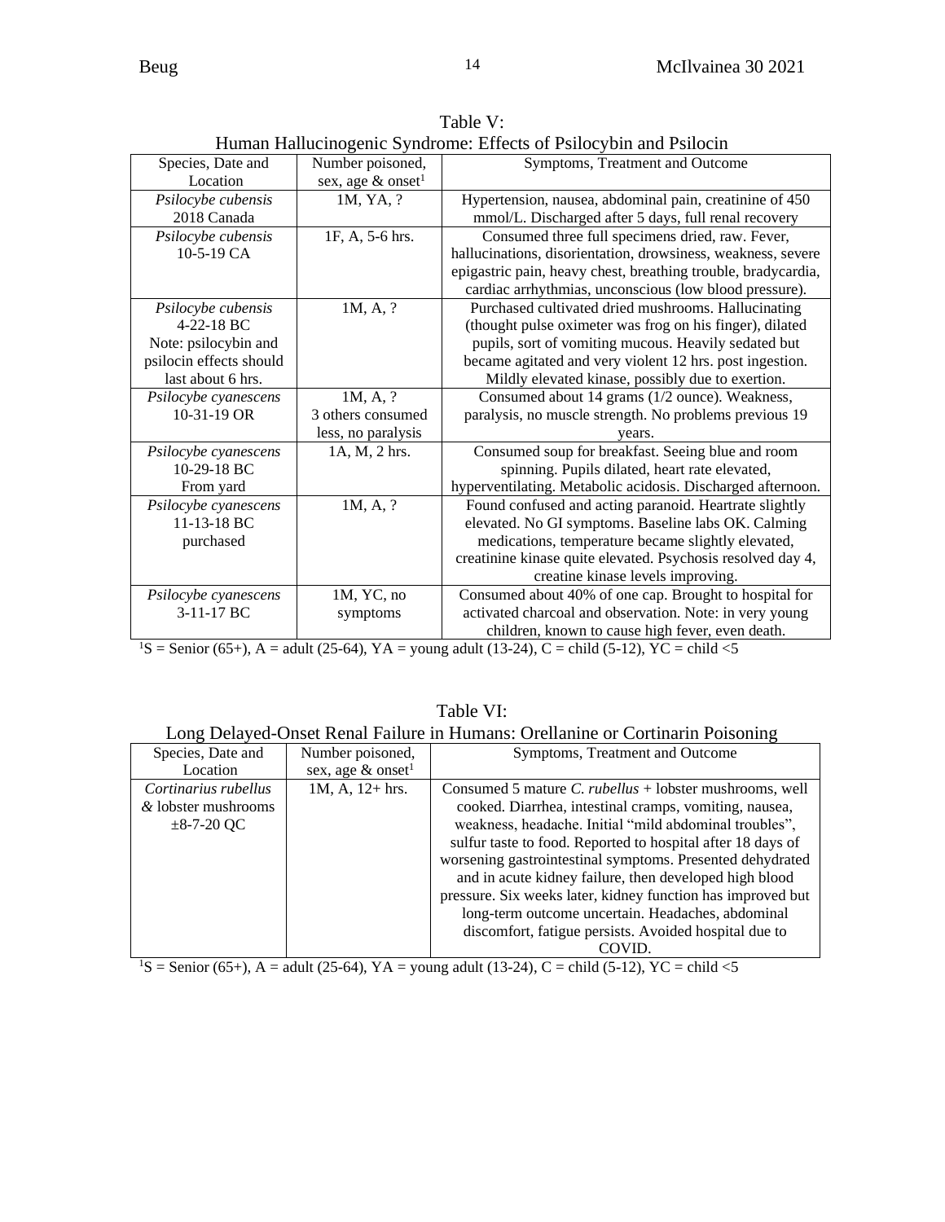Table V:
Human Hallucinogenic Syndrome: Effects of Psilocybin and Psilocin

| Species, Date and Location | Number poisoned, sex, age & onset[1] | Symptoms, Treatment and Outcome |
|---|---|---|
| *Psilocybe cubensis* 2018 Canada | 1M, YA, ? | Hypertension, nausea, abdominal pain, creatinine of 450 mmol/L. Discharged after 5 days, full renal recovery |
| *Psilocybe cubensis* 10-5-19 CA | 1F, A, 5-6 hrs. | Consumed three full specimens dried, raw. Fever, hallucinations, disorientation, drowsiness, weakness, severe epigastric pain, heavy chest, breathing trouble, bradycardia, cardiac arrhythmias, unconscious (low blood pressure). |
| *Psilocybe cubensis* 4-22-18 BC Note: psilocybin and psilocin effects should last about 6 hrs. | 1M, A, ? | Purchased cultivated dried mushrooms. Hallucinating (thought pulse oximeter was frog on his finger), dilated pupils, sort of vomiting mucous. Heavily sedated but became agitated and very violent 12 hrs. post ingestion. Mildly elevated kinase, possibly due to exertion. |
| *Psilocybe cyanescens* 10-31-19 OR | 1M, A, ? 3 others consumed less, no paralysis | Consumed about 14 grams (1/2 ounce). Weakness, paralysis, no muscle strength. No problems previous 19 years. |
| *Psilocybe cyanescens* 10-29-18 BC From yard | 1A, M, 2 hrs. | Consumed soup for breakfast. Seeing blue and room spinning. Pupils dilated, heart rate elevated, hyperventilating. Metabolic acidosis. Discharged afternoon. |
| *Psilocybe cyanescens* 11-13-18 BC purchased | 1M, A, ? | Found confused and acting paranoid. Heartrate slightly elevated. No GI symptoms. Baseline labs OK. Calming medications, temperature became slightly elevated, creatinine kinase quite elevated. Psychosis resolved day 4, creatine kinase levels improving. |
| *Psilocybe cyanescens* 3-11-17 BC | 1M, YC, no symptoms | Consumed about 40% of one cap. Brought to hospital for activated charcoal and observation. Note: in very young children, known to cause high fever, even death. |

[1]S = Senior (65+), A = adult (25-64), YA = young adult (13-24), C = child (5-12), YC = child <5

Table VI:
Long Delayed-Onset Renal Failure in Humans: Orellanine or Cortinarin Poisoning

| Species, Date and Location | Number poisoned, sex, age & onset[1] | Symptoms, Treatment and Outcome |
|---|---|---|
| *Cortinarius rubellus* & lobster mushrooms ±8-7-20 QC | 1M, A, 12+ hrs. | Consumed 5 mature *C. rubellus* + lobster mushrooms, well cooked. Diarrhea, intestinal cramps, vomiting, nausea, weakness, headache. Initial "mild abdominal troubles", sulfur taste to food. Reported to hospital after 18 days of worsening gastrointestinal symptoms. Presented dehydrated and in acute kidney failure, then developed high blood pressure. Six weeks later, kidney function has improved but long-term outcome uncertain. Headaches, abdominal discomfort, fatigue persists. Avoided hospital due to COVID. |

[1]S = Senior (65+), A = adult (25-64), YA = young adult (13-24), C = child (5-12), YC = child <5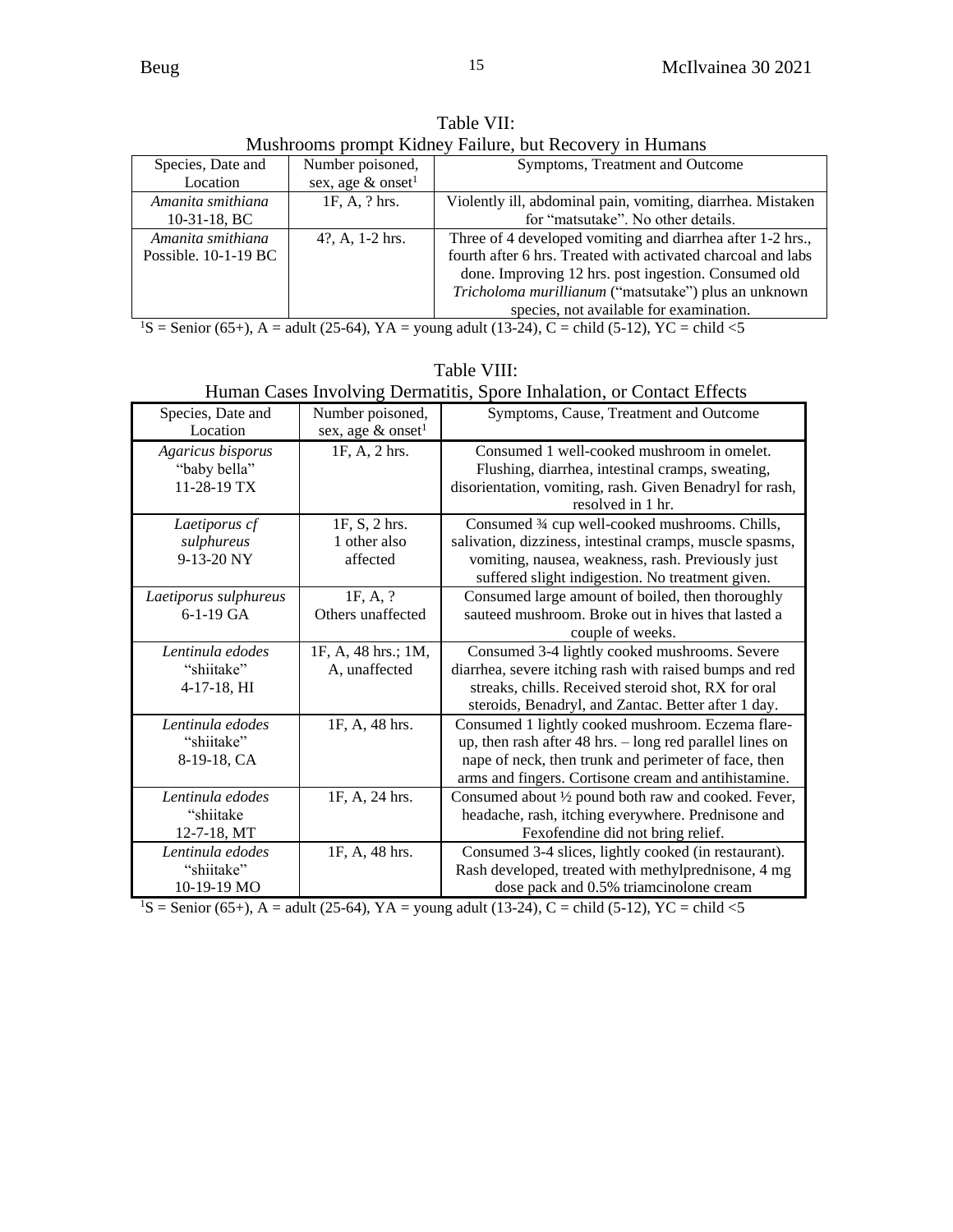Table VII:
Mushrooms prompt Kidney Failure, but Recovery in Humans

| Species, Date and Location | Number poisoned, sex, age & onset[1] | Symptoms, Treatment and Outcome |
|---|---|---|
| *Amanita smithiana* 10-31-18, BC | 1F, A, ? hrs. | Violently ill, abdominal pain, vomiting, diarrhea. Mistaken for "matsutake". No other details. |
| *Amanita smithiana* Possible. 10-1-19 BC | 4?, A, 1-2 hrs. | Three of 4 developed vomiting and diarrhea after 1-2 hrs., fourth after 6 hrs. Treated with activated charcoal and labs done. Improving 12 hrs. post ingestion. Consumed old *Tricholoma murillianum* ("matsutake") plus an unknown species, not available for examination. |

[1]S = Senior (65+), A = adult (25-64), YA = young adult (13-24), C = child (5-12), YC = child <5

Table VIII:
Human Cases Involving Dermatitis, Spore Inhalation, or Contact Effects

| Species, Date and Location | Number poisoned, sex, age & onset[1] | Symptoms, Cause, Treatment and Outcome |
|---|---|---|
| *Agaricus bisporus* "baby bella" 11-28-19 TX | 1F, A, 2 hrs. | Consumed 1 well-cooked mushroom in omelet. Flushing, diarrhea, intestinal cramps, sweating, disorientation, vomiting, rash. Given Benadryl for rash, resolved in 1 hr. |
| *Laetiporus cf sulphureus* 9-13-20 NY | 1F, S, 2 hrs. 1 other also affected | Consumed ¾ cup well-cooked mushrooms. Chills, salivation, dizziness, intestinal cramps, muscle spasms, vomiting, nausea, weakness, rash. Previously just suffered slight indigestion. No treatment given. |
| *Laetiporus sulphureus* 6-1-19 GA | 1F, A, ? Others unaffected | Consumed large amount of boiled, then thoroughly sauteed mushroom. Broke out in hives that lasted a couple of weeks. |
| *Lentinula edodes* "shiitake" 4-17-18, HI | 1F, A, 48 hrs.; 1M, A, unaffected | Consumed 3-4 lightly cooked mushrooms. Severe diarrhea, severe itching rash with raised bumps and red streaks, chills. Received steroid shot, RX for oral steroids, Benadryl, and Zantac. Better after 1 day. |
| *Lentinula edodes* "shiitake" 8-19-18, CA | 1F, A, 48 hrs. | Consumed 1 lightly cooked mushroom. Eczema flare-up, then rash after 48 hrs. – long red parallel lines on nape of neck, then trunk and perimeter of face, then arms and fingers. Cortisone cream and antihistamine. |
| *Lentinula edodes* "shiitake 12-7-18, MT | 1F, A, 24 hrs. | Consumed about ½ pound both raw and cooked. Fever, headache, rash, itching everywhere. Prednisone and Fexofendine did not bring relief. |
| *Lentinula edodes* "shiitake" 10-19-19 MO | 1F, A, 48 hrs. | Consumed 3-4 slices, lightly cooked (in restaurant). Rash developed, treated with methylprednisone, 4 mg dose pack and 0.5% triamcinolone cream |

[1]S = Senior (65+), A = adult (25-64), YA = young adult (13-24), C = child (5-12), YC = child <5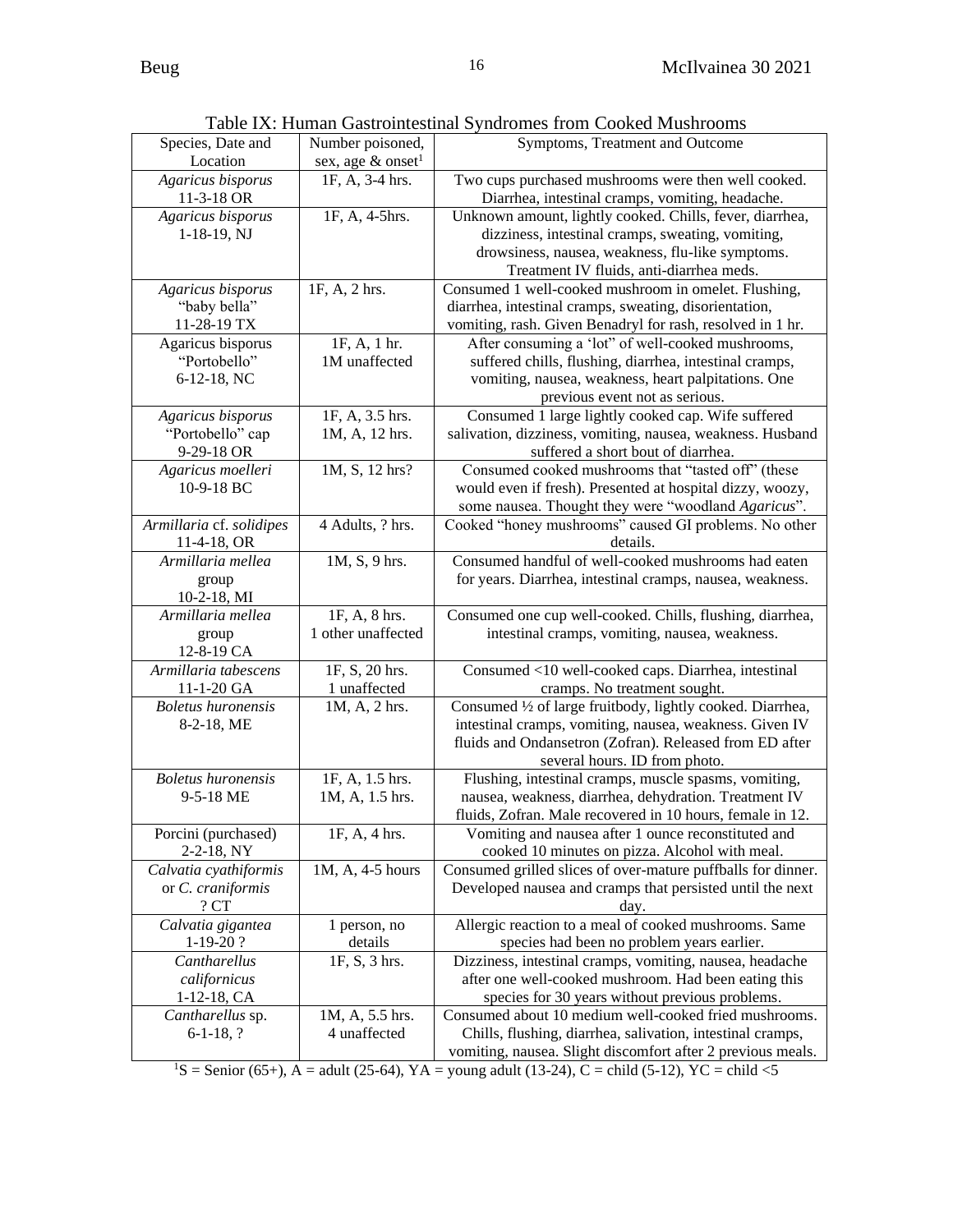Table IX: Human Gastrointestinal Syndromes from Cooked Mushrooms

| Species, Date and Location | Number poisoned, sex, age & onset[1] | Symptoms, Treatment and Outcome |
|---|---|---|
| *Agaricus bisporus* 11-3-18 OR | 1F, A, 3-4 hrs. | Two cups purchased mushrooms were then well cooked. Diarrhea, intestinal cramps, vomiting, headache. |
| *Agaricus bisporus* 1-18-19, NJ | 1F, A, 4-5hrs. | Unknown amount, lightly cooked. Chills, fever, diarrhea, dizziness, intestinal cramps, sweating, vomiting, drowsiness, nausea, weakness, flu-like symptoms. Treatment IV fluids, anti-diarrhea meds. |
| *Agaricus bisporus* "baby bella" 11-28-19 TX | 1F, A, 2 hrs. | Consumed 1 well-cooked mushroom in omelet. Flushing, diarrhea, intestinal cramps, sweating, disorientation, vomiting, rash. Given Benadryl for rash, resolved in 1 hr. |
| Agaricus bisporus "Portobello" 6-12-18, NC | 1F, A, 1 hr. 1M unaffected | After consuming a 'lot" of well-cooked mushrooms, suffered chills, flushing, diarrhea, intestinal cramps, vomiting, nausea, weakness, heart palpitations. One previous event not as serious. |
| *Agaricus bisporus* "Portobello" cap 9-29-18 OR | 1F, A, 3.5 hrs. 1M, A, 12 hrs. | Consumed 1 large lightly cooked cap. Wife suffered salivation, dizziness, vomiting, nausea, weakness. Husband suffered a short bout of diarrhea. |
| *Agaricus moelleri* 10-9-18 BC | 1M, S, 12 hrs? | Consumed cooked mushrooms that "tasted off" (these would even if fresh). Presented at hospital dizzy, woozy, some nausea. Thought they were "woodland *Agaricus*". |
| *Armillaria* cf. *solidipes* 11-4-18, OR | 4 Adults, ? hrs. | Cooked "honey mushrooms" caused GI problems. No other details. |
| *Armillaria mellea* group 10-2-18, MI | 1M, S, 9 hrs. | Consumed handful of well-cooked mushrooms had eaten for years. Diarrhea, intestinal cramps, nausea, weakness. |
| *Armillaria mellea* group 12-8-19 CA | 1F, A, 8 hrs. 1 other unaffected | Consumed one cup well-cooked. Chills, flushing, diarrhea, intestinal cramps, vomiting, nausea, weakness. |
| *Armillaria tabescens* 11-1-20 GA | 1F, S, 20 hrs. 1 unaffected | Consumed <10 well-cooked caps. Diarrhea, intestinal cramps. No treatment sought. |
| *Boletus huronensis* 8-2-18, ME | 1M, A, 2 hrs. | Consumed ½ of large fruitbody, lightly cooked. Diarrhea, intestinal cramps, vomiting, nausea, weakness. Given IV fluids and Ondansetron (Zofran). Released from ED after several hours. ID from photo. |
| *Boletus huronensis* 9-5-18 ME | 1F, A, 1.5 hrs. 1M, A, 1.5 hrs. | Flushing, intestinal cramps, muscle spasms, vomiting, nausea, weakness, diarrhea, dehydration. Treatment IV fluids, Zofran. Male recovered in 10 hours, female in 12. |
| Porcini (purchased) 2-2-18, NY | 1F, A, 4 hrs. | Vomiting and nausea after 1 ounce reconstituted and cooked 10 minutes on pizza. Alcohol with meal. |
| *Calvatia cyathiformis* or *C. craniformis* ? CT | 1M, A, 4-5 hours | Consumed grilled slices of over-mature puffballs for dinner. Developed nausea and cramps that persisted until the next day. |
| *Calvatia gigantea* 1-19-20 ? | 1 person, no details | Allergic reaction to a meal of cooked mushrooms. Same species had been no problem years earlier. |
| *Cantharellus californicus* 1-12-18, CA | 1F, S, 3 hrs. | Dizziness, intestinal cramps, vomiting, nausea, headache after one well-cooked mushroom. Had been eating this species for 30 years without previous problems. |
| *Cantharellus* sp. 6-1-18, ? | 1M, A, 5.5 hrs. 4 unaffected | Consumed about 10 medium well-cooked fried mushrooms. Chills, flushing, diarrhea, salivation, intestinal cramps, vomiting, nausea. Slight discomfort after 2 previous meals. |

[1]S = Senior (65+), A = adult (25-64), YA = young adult (13-24), C = child (5-12), YC = child <5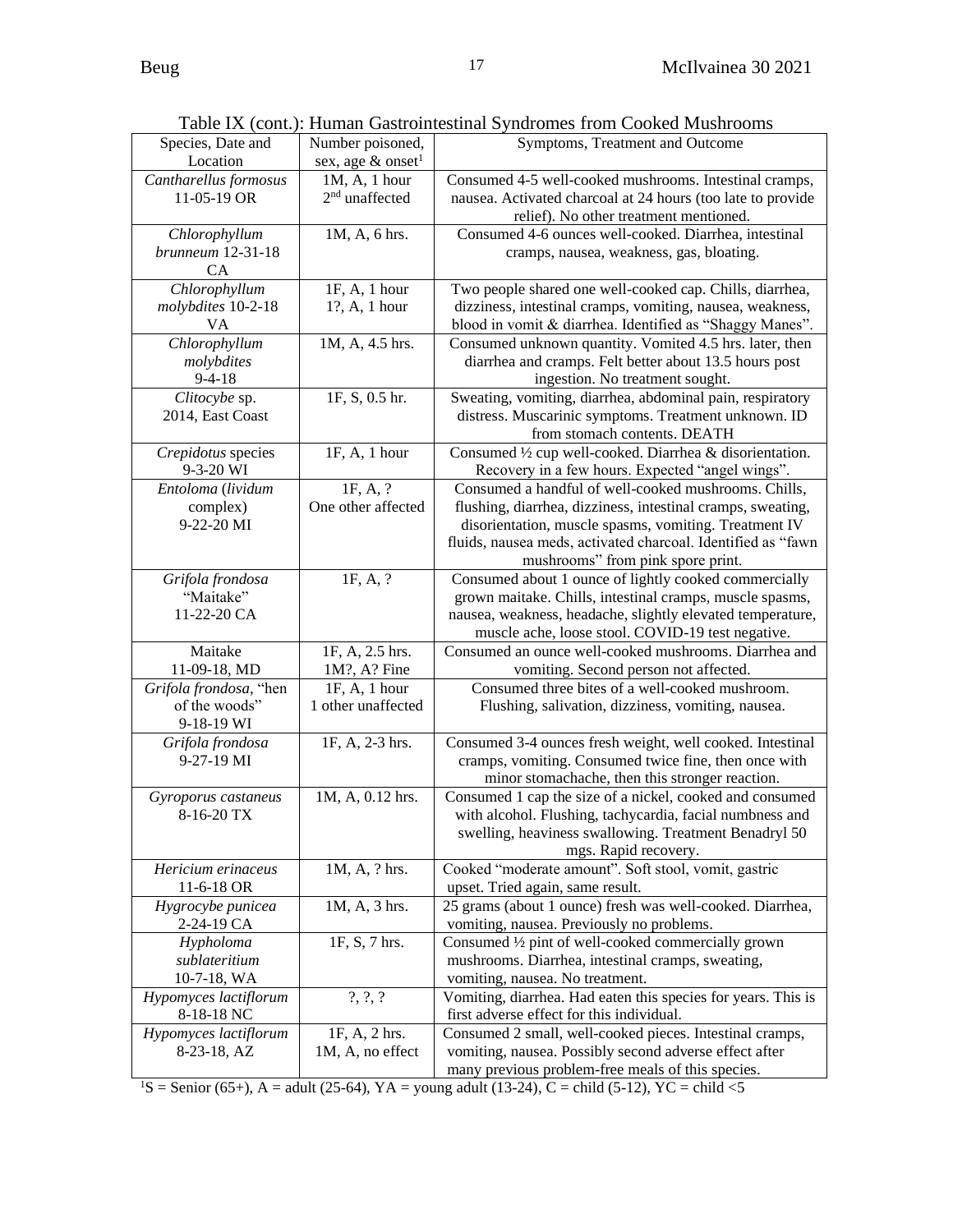Table IX (cont.): Human Gastrointestinal Syndromes from Cooked Mushrooms

| Species, Date and Location | Number poisoned, sex, age & onset[1] | Symptoms, Treatment and Outcome |
|---|---|---|
| *Cantharellus formosus* 11-05-19 OR | 1M, A, 1 hour 2nd unaffected | Consumed 4-5 well-cooked mushrooms. Intestinal cramps, nausea. Activated charcoal at 24 hours (too late to provide relief). No other treatment mentioned. |
| *Chlorophyllum brunneum* 12-31-18 CA | 1M, A, 6 hrs. | Consumed 4-6 ounces well-cooked. Diarrhea, intestinal cramps, nausea, weakness, gas, bloating. |
| *Chlorophyllum molybdites* 10-2-18 VA | 1F, A, 1 hour 1?, A, 1 hour | Two people shared one well-cooked cap. Chills, diarrhea, dizziness, intestinal cramps, vomiting, nausea, weakness, blood in vomit & diarrhea. Identified as "Shaggy Manes". |
| *Chlorophyllum molybdites* 9-4-18 | 1M, A, 4.5 hrs. | Consumed unknown quantity. Vomited 4.5 hrs. later, then diarrhea and cramps. Felt better about 13.5 hours post ingestion. No treatment sought. |
| *Clitocybe* sp. 2014, East Coast | 1F, S, 0.5 hr. | Sweating, vomiting, diarrhea, abdominal pain, respiratory distress. Muscarinic symptoms. Treatment unknown. ID from stomach contents. DEATH |
| *Crepidotus* species 9-3-20 WI | 1F, A, 1 hour | Consumed ½ cup well-cooked. Diarrhea & disorientation. Recovery in a few hours. Expected "angel wings". |
| *Entoloma* (*lividum* complex) 9-22-20 MI | 1F, A, ? One other affected | Consumed a handful of well-cooked mushrooms. Chills, flushing, diarrhea, dizziness, intestinal cramps, sweating, disorientation, muscle spasms, vomiting. Treatment IV fluids, nausea meds, activated charcoal. Identified as "fawn mushrooms" from pink spore print. |
| *Grifola frondosa* "Maitake" 11-22-20 CA | 1F, A, ? | Consumed about 1 ounce of lightly cooked commercially grown maitake. Chills, intestinal cramps, muscle spasms, nausea, weakness, headache, slightly elevated temperature, muscle ache, loose stool. COVID-19 test negative. |
| Maitake 11-09-18, MD | 1F, A, 2.5 hrs. 1M?, A? Fine | Consumed an ounce well-cooked mushrooms. Diarrhea and vomiting. Second person not affected. |
| *Grifola frondosa*, "hen of the woods" 9-18-19 WI | 1F, A, 1 hour 1 other unaffected | Consumed three bites of a well-cooked mushroom. Flushing, salivation, dizziness, vomiting, nausea. |
| *Grifola frondosa* 9-27-19 MI | 1F, A, 2-3 hrs. | Consumed 3-4 ounces fresh weight, well cooked. Intestinal cramps, vomiting. Consumed twice fine, then once with minor stomachache, then this stronger reaction. |
| *Gyroporus castaneus* 8-16-20 TX | 1M, A, 0.12 hrs. | Consumed 1 cap the size of a nickel, cooked and consumed with alcohol. Flushing, tachycardia, facial numbness and swelling, heaviness swallowing. Treatment Benadryl 50 mgs. Rapid recovery. |
| *Hericium erinaceus* 11-6-18 OR | 1M, A, ? hrs. | Cooked "moderate amount". Soft stool, vomit, gastric upset. Tried again, same result. |
| *Hygrocybe punicea* 2-24-19 CA | 1M, A, 3 hrs. | 25 grams (about 1 ounce) fresh was well-cooked. Diarrhea, vomiting, nausea. Previously no problems. |
| *Hypholoma sublateritium* 10-7-18, WA | 1F, S, 7 hrs. | Consumed ½ pint of well-cooked commercially grown mushrooms. Diarrhea, intestinal cramps, sweating, vomiting, nausea. No treatment. |
| *Hypomyces lactiflorum* 8-18-18 NC | ?, ?, ? | Vomiting, diarrhea. Had eaten this species for years. This is first adverse effect for this individual. |
| *Hypomyces lactiflorum* 8-23-18, AZ | 1F, A, 2 hrs. 1M, A, no effect | Consumed 2 small, well-cooked pieces. Intestinal cramps, vomiting, nausea. Possibly second adverse effect after many previous problem-free meals of this species. |

[1] S = Senior (65+), A = adult (25-64), YA = young adult (13-24), C = child (5-12), YC = child <5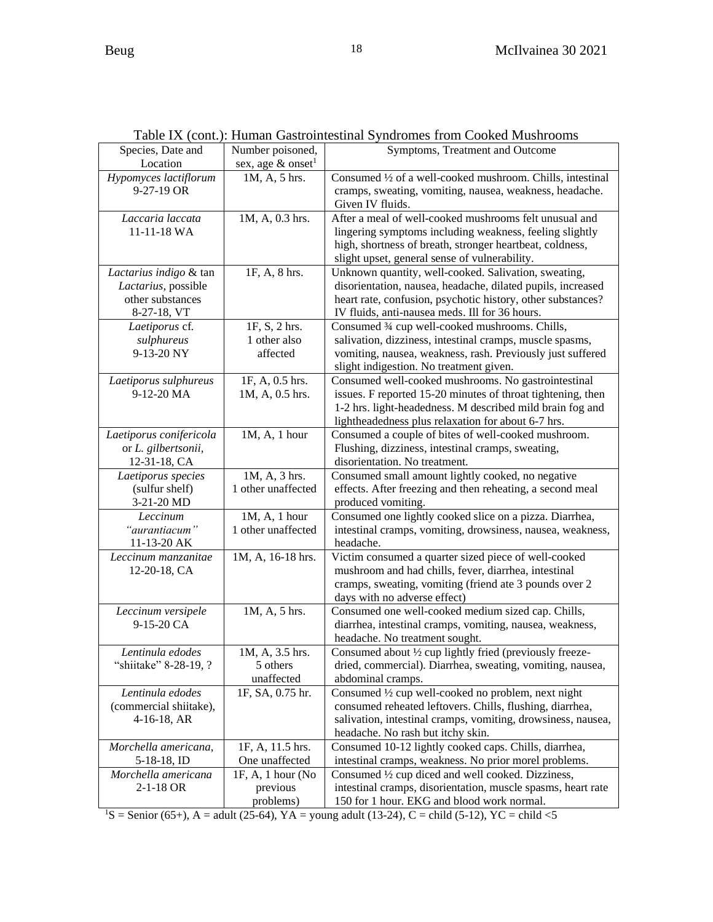Table IX (cont.): Human Gastrointestinal Syndromes from Cooked Mushrooms

| Species, Date and Location | Number poisoned, sex, age & onset[1] | Symptoms, Treatment and Outcome |
|---|---|---|
| *Hypomyces lactiflorum* 9-27-19 OR | 1M, A, 5 hrs. | Consumed ½ of a well-cooked mushroom. Chills, intestinal cramps, sweating, vomiting, nausea, weakness, headache. Given IV fluids. |
| *Laccaria laccata* 11-11-18 WA | 1M, A, 0.3 hrs. | After a meal of well-cooked mushrooms felt unusual and lingering symptoms including weakness, feeling slightly high, shortness of breath, stronger heartbeat, coldness, slight upset, general sense of vulnerability. |
| *Lactarius indigo* & tan *Lactarius*, possible other substances 8-27-18, VT | 1F, A, 8 hrs. | Unknown quantity, well-cooked. Salivation, sweating, disorientation, nausea, headache, dilated pupils, increased heart rate, confusion, psychotic history, other substances? IV fluids, anti-nausea meds. Ill for 36 hours. |
| *Laetiporus* cf. *sulphureus* 9-13-20 NY | 1F, S, 2 hrs. 1 other also affected | Consumed ¾ cup well-cooked mushrooms. Chills, salivation, dizziness, intestinal cramps, muscle spasms, vomiting, nausea, weakness, rash. Previously just suffered slight indigestion. No treatment given. |
| *Laetiporus sulphureus* 9-12-20 MA | 1F, A, 0.5 hrs. 1M, A, 0.5 hrs. | Consumed well-cooked mushrooms. No gastrointestinal issues. F reported 15-20 minutes of throat tightening, then 1-2 hrs. light-headedness. M described mild brain fog and lightheadedness plus relaxation for about 6-7 hrs. |
| *Laetiporus conifericola* or *L. gilbertsonii*, 12-31-18, CA | 1M, A, 1 hour | Consumed a couple of bites of well-cooked mushroom. Flushing, dizziness, intestinal cramps, sweating, disorientation. No treatment. |
| *Laetiporus species* (sulfur shelf) 3-21-20 MD | 1M, A, 3 hrs. 1 other unaffected | Consumed small amount lightly cooked, no negative effects. After freezing and then reheating, a second meal produced vomiting. |
| *Leccinum "aurantiacum"* 11-13-20 AK | 1M, A, 1 hour 1 other unaffected | Consumed one lightly cooked slice on a pizza. Diarrhea, intestinal cramps, vomiting, drowsiness, nausea, weakness, headache. |
| *Leccinum manzanitae* 12-20-18, CA | 1M, A, 16-18 hrs. | Victim consumed a quarter sized piece of well-cooked mushroom and had chills, fever, diarrhea, intestinal cramps, sweating, vomiting (friend ate 3 pounds over 2 days with no adverse effect) |
| *Leccinum versipele* 9-15-20 CA | 1M, A, 5 hrs. | Consumed one well-cooked medium sized cap. Chills, diarrhea, intestinal cramps, vomiting, nausea, weakness, headache. No treatment sought. |
| *Lentinula edodes* "shiitake" 8-28-19, ? | 1M, A, 3.5 hrs. 5 others unaffected | Consumed about ½ cup lightly fried (previously freeze-dried, commercial). Diarrhea, sweating, vomiting, nausea, abdominal cramps. |
| *Lentinula edodes* (commercial shiitake), 4-16-18, AR | 1F, SA, 0.75 hr. | Consumed ½ cup well-cooked no problem, next night consumed reheated leftovers. Chills, flushing, diarrhea, salivation, intestinal cramps, vomiting, drowsiness, nausea, headache. No rash but itchy skin. |
| *Morchella americana*, 5-18-18, ID | 1F, A, 11.5 hrs. One unaffected | Consumed 10-12 lightly cooked caps. Chills, diarrhea, intestinal cramps, weakness. No prior morel problems. |
| *Morchella americana* 2-1-18 OR | 1F, A, 1 hour (No previous problems) | Consumed ½ cup diced and well cooked. Dizziness, intestinal cramps, disorientation, muscle spasms, heart rate 150 for 1 hour. EKG and blood work normal. |

[1]S = Senior (65+), A = adult (25-64), YA = young adult (13-24), C = child (5-12), YC = child <5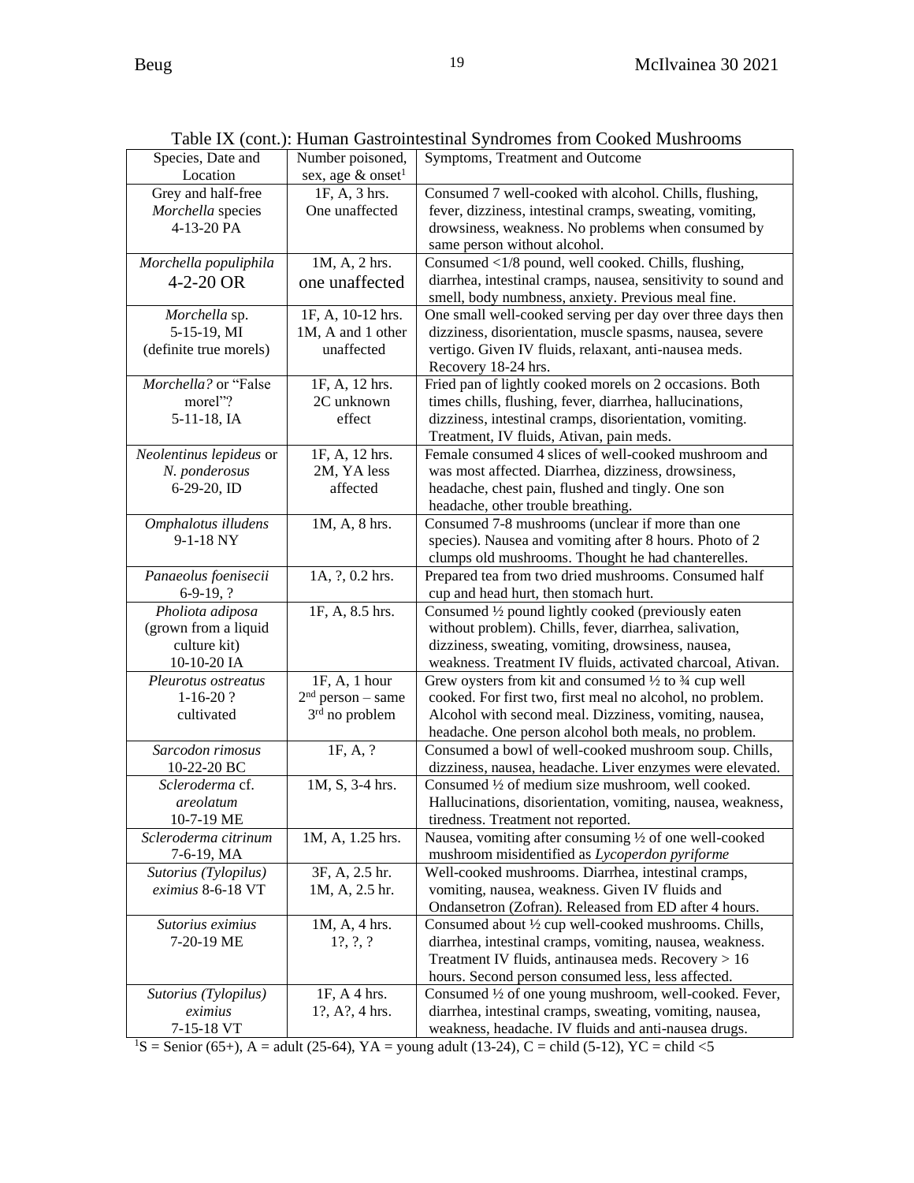Table IX (cont.): Human Gastrointestinal Syndromes from Cooked Mushrooms

| Species, Date and Location | Number poisoned, sex, age & onset[1] | Symptoms, Treatment and Outcome |
|---|---|---|
| Grey and half-free *Morchella* species 4-13-20 PA | 1F, A, 3 hrs. One unaffected | Consumed 7 well-cooked with alcohol. Chills, flushing, fever, dizziness, intestinal cramps, sweating, vomiting, drowsiness, weakness. No problems when consumed by same person without alcohol. |
| *Morchella populiphila* 4-2-20 OR | 1M, A, 2 hrs. one unaffected | Consumed <1/8 pound, well cooked. Chills, flushing, diarrhea, intestinal cramps, nausea, sensitivity to sound and smell, body numbness, anxiety. Previous meal fine. |
| *Morchella* sp. 5-15-19, MI (definite true morels) | 1F, A, 10-12 hrs. 1M, A and 1 other unaffected | One small well-cooked serving per day over three days then dizziness, disorientation, muscle spasms, nausea, severe vertigo. Given IV fluids, relaxant, anti-nausea meds. Recovery 18-24 hrs. |
| *Morchella?* or "False morel"? 5-11-18, IA | 1F, A, 12 hrs. 2C unknown effect | Fried pan of lightly cooked morels on 2 occasions. Both times chills, flushing, fever, diarrhea, hallucinations, dizziness, intestinal cramps, disorientation, vomiting. Treatment, IV fluids, Ativan, pain meds. |
| *Neolentinus lepideus* or *N. ponderosus* 6-29-20, ID | 1F, A, 12 hrs. 2M, YA less affected | Female consumed 4 slices of well-cooked mushroom and was most affected. Diarrhea, dizziness, drowsiness, headache, chest pain, flushed and tingly. One son headache, other trouble breathing. |
| *Omphalotus illudens* 9-1-18 NY | 1M, A, 8 hrs. | Consumed 7-8 mushrooms (unclear if more than one species). Nausea and vomiting after 8 hours. Photo of 2 clumps old mushrooms. Thought he had chanterelles. |
| *Panaeolus foenisecii* 6-9-19, ? | 1A, ?, 0.2 hrs. | Prepared tea from two dried mushrooms. Consumed half cup and head hurt, then stomach hurt. |
| *Pholiota adiposa* (grown from a liquid culture kit) 10-10-20 IA | 1F, A, 8.5 hrs. | Consumed ½ pound lightly cooked (previously eaten without problem). Chills, fever, diarrhea, salivation, dizziness, sweating, vomiting, drowsiness, nausea, weakness. Treatment IV fluids, activated charcoal, Ativan. |
| *Pleurotus ostreatus* 1-16-20 ? cultivated | 1F, A, 1 hour 2nd person – same 3rd no problem | Grew oysters from kit and consumed ½ to ¾ cup well cooked. For first two, first meal no alcohol, no problem. Alcohol with second meal. Dizziness, vomiting, nausea, headache. One person alcohol both meals, no problem. |
| *Sarcodon rimosus* 10-22-20 BC | 1F, A, ? | Consumed a bowl of well-cooked mushroom soup. Chills, dizziness, nausea, headache. Liver enzymes were elevated. |
| *Scleroderma* cf. *areolatum* 10-7-19 ME | 1M, S, 3-4 hrs. | Consumed ½ of medium size mushroom, well cooked. Hallucinations, disorientation, vomiting, nausea, weakness, tiredness. Treatment not reported. |
| *Scleroderma citrinum* 7-6-19, MA | 1M, A, 1.25 hrs. | Nausea, vomiting after consuming ½ of one well-cooked mushroom misidentified as *Lycoperdon pyriforme* |
| *Sutorius (Tylopilus) eximius* 8-6-18 VT | 3F, A, 2.5 hr. 1M, A, 2.5 hr. | Well-cooked mushrooms. Diarrhea, intestinal cramps, vomiting, nausea, weakness. Given IV fluids and Ondansetron (Zofran). Released from ED after 4 hours. |
| *Sutorius eximius* 7-20-19 ME | 1M, A, 4 hrs. 1?, ?, ? | Consumed about ½ cup well-cooked mushrooms. Chills, diarrhea, intestinal cramps, vomiting, nausea, weakness. Treatment IV fluids, antinausea meds. Recovery > 16 hours. Second person consumed less, less affected. |
| *Sutorius (Tylopilus) eximius* 7-15-18 VT | 1F, A 4 hrs. 1?, A?, 4 hrs. | Consumed ½ of one young mushroom, well-cooked. Fever, diarrhea, intestinal cramps, sweating, vomiting, nausea, weakness, headache. IV fluids and anti-nausea drugs. |

[1] S = Senior (65+), A = adult (25-64), YA = young adult (13-24), C = child (5-12), YC = child <5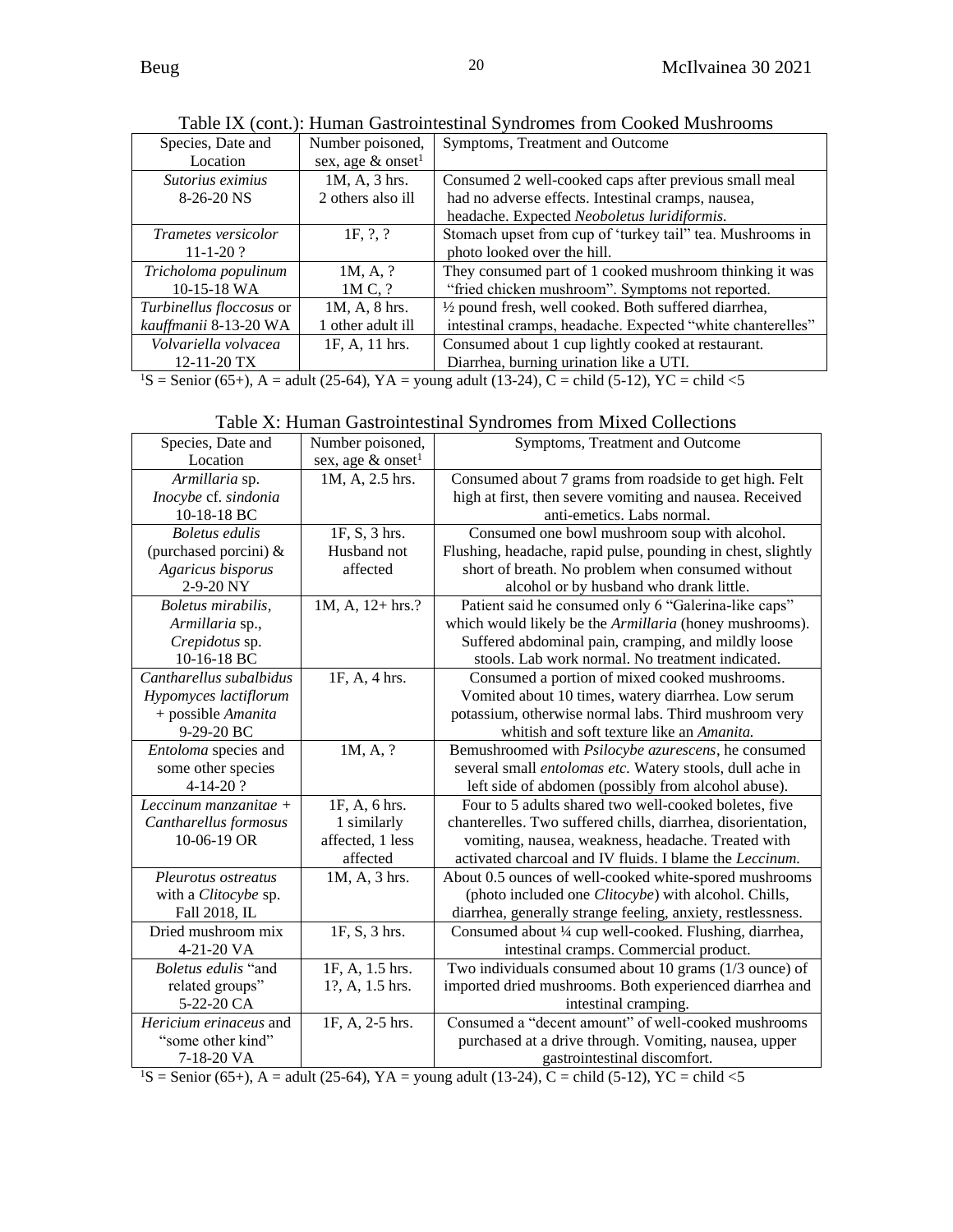Table IX (cont.): Human Gastrointestinal Syndromes from Cooked Mushrooms

| Species, Date and Location | Number poisoned, sex, age & onset[1] | Symptoms, Treatment and Outcome |
|---|---|---|
| *Sutorius eximius* 8-26-20 NS | 1M, A, 3 hrs. 2 others also ill | Consumed 2 well-cooked caps after previous small meal had no adverse effects. Intestinal cramps, nausea, headache. Expected *Neoboletus luridiformis.* |
| *Trametes versicolor* 11-1-20 ? | 1F, ?, ? | Stomach upset from cup of 'turkey tail" tea. Mushrooms in photo looked over the hill. |
| *Tricholoma populinum* 10-15-18 WA | 1M, A, ? 1M C, ? | They consumed part of 1 cooked mushroom thinking it was "fried chicken mushroom". Symptoms not reported. |
| *Turbinellus floccosus* or *kauffmanii* 8-13-20 WA | 1M, A, 8 hrs. 1 other adult ill | ½ pound fresh, well cooked. Both suffered diarrhea, intestinal cramps, headache. Expected "white chanterelles" |
| *Volvariella volvacea* 12-11-20 TX | 1F, A, 11 hrs. | Consumed about 1 cup lightly cooked at restaurant. Diarrhea, burning urination like a UTI. |

[1]S = Senior (65+), A = adult (25-64), YA = young adult (13-24), C = child (5-12), YC = child <5

Table X: Human Gastrointestinal Syndromes from Mixed Collections

| Species, Date and Location | Number poisoned, sex, age & onset[1] | Symptoms, Treatment and Outcome |
|---|---|---|
| *Armillaria* sp. *Inocybe* cf. *sindonia* 10-18-18 BC | 1M, A, 2.5 hrs. | Consumed about 7 grams from roadside to get high. Felt high at first, then severe vomiting and nausea. Received anti-emetics. Labs normal. |
| *Boletus edulis* (purchased porcini) & *Agaricus bisporus* 2-9-20 NY | 1F, S, 3 hrs. Husband not affected | Consumed one bowl mushroom soup with alcohol. Flushing, headache, rapid pulse, pounding in chest, slightly short of breath. No problem when consumed without alcohol or by husband who drank little. |
| *Boletus mirabilis*, *Armillaria* sp., *Crepidotus* sp. 10-16-18 BC | 1M, A, 12+ hrs.? | Patient said he consumed only 6 "Galerina-like caps" which would likely be the *Armillaria* (honey mushrooms). Suffered abdominal pain, cramping, and mildly loose stools. Lab work normal. No treatment indicated. |
| *Cantharellus subalbidus* *Hypomyces lactiflorum* + possible *Amanita* 9-29-20 BC | 1F, A, 4 hrs. | Consumed a portion of mixed cooked mushrooms. Vomited about 10 times, watery diarrhea. Low serum potassium, otherwise normal labs. Third mushroom very whitish and soft texture like an *Amanita.* |
| *Entoloma* species and some other species 4-14-20 ? | 1M, A, ? | Bemushroomed with *Psilocybe azurescens*, he consumed several small *entolomas etc*. Watery stools, dull ache in left side of abdomen (possibly from alcohol abuse). |
| *Leccinum manzanitae* + *Cantharellus formosus* 10-06-19 OR | 1F, A, 6 hrs. 1 similarly affected, 1 less affected | Four to 5 adults shared two well-cooked boletes, five chanterelles. Two suffered chills, diarrhea, disorientation, vomiting, nausea, weakness, headache. Treated with activated charcoal and IV fluids. I blame the *Leccinum.* |
| *Pleurotus ostreatus* with a *Clitocybe* sp. Fall 2018, IL | 1M, A, 3 hrs. | About 0.5 ounces of well-cooked white-spored mushrooms (photo included one *Clitocybe*) with alcohol. Chills, diarrhea, generally strange feeling, anxiety, restlessness. |
| Dried mushroom mix 4-21-20 VA | 1F, S, 3 hrs. | Consumed about ¼ cup well-cooked. Flushing, diarrhea, intestinal cramps. Commercial product. |
| *Boletus edulis* "and related groups" 5-22-20 CA | 1F, A, 1.5 hrs. 1?, A, 1.5 hrs. | Two individuals consumed about 10 grams (1/3 ounce) of imported dried mushrooms. Both experienced diarrhea and intestinal cramping. |
| *Hericium erinaceus* and "some other kind" 7-18-20 VA | 1F, A, 2-5 hrs. | Consumed a "decent amount" of well-cooked mushrooms purchased at a drive through. Vomiting, nausea, upper gastrointestinal discomfort. |

[1]S = Senior (65+), A = adult (25-64), YA = young adult (13-24), C = child (5-12), YC = child <5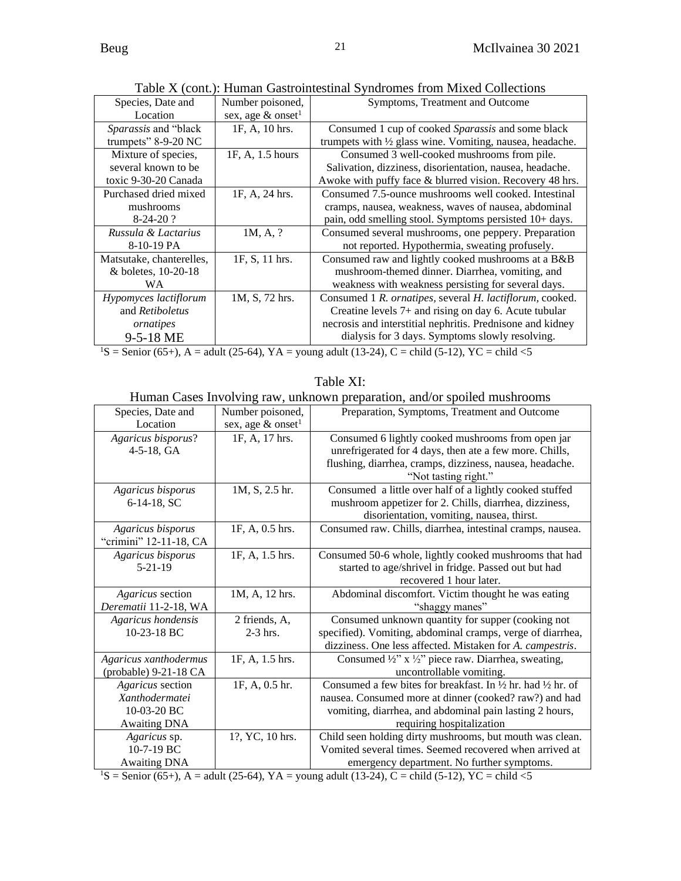Table X (cont.): Human Gastrointestinal Syndromes from Mixed Collections

| Species, Date and Location | Number poisoned, sex, age & onset[1] | Symptoms, Treatment and Outcome |
|---|---|---|
| *Sparassis* and "black trumpets" 8-9-20 NC | 1F, A, 10 hrs. | Consumed 1 cup of cooked *Sparassis* and some black trumpets with ½ glass wine. Vomiting, nausea, headache. |
| Mixture of species, several known to be toxic 9-30-20 Canada | 1F, A, 1.5 hours | Consumed 3 well-cooked mushrooms from pile. Salivation, dizziness, disorientation, nausea, headache. Awoke with puffy face & blurred vision. Recovery 48 hrs. |
| Purchased dried mixed mushrooms 8-24-20 ? | 1F, A, 24 hrs. | Consumed 7.5-ounce mushrooms well cooked. Intestinal cramps, nausea, weakness, waves of nausea, abdominal pain, odd smelling stool. Symptoms persisted 10+ days. |
| *Russula & Lactarius* 8-10-19 PA | 1M, A, ? | Consumed several mushrooms, one peppery. Preparation not reported. Hypothermia, sweating profusely. |
| Matsutake, chanterelles, & boletes, 10-20-18 WA | 1F, S, 11 hrs. | Consumed raw and lightly cooked mushrooms at a B&B mushroom-themed dinner. Diarrhea, vomiting, and weakness with weakness persisting for several days. |
| *Hypomyces lactiflorum* and *Retiboletus ornatipes* 9-5-18 ME | 1M, S, 72 hrs. | Consumed 1 *R. ornatipes,* several *H. lactiflorum,* cooked. Creatine levels 7+ and rising on day 6. Acute tubular necrosis and interstitial nephritis. Prednisone and kidney dialysis for 3 days. Symptoms slowly resolving. |

[1]S = Senior (65+), A = adult (25-64), YA = young adult (13-24), C = child (5-12), YC = child <5

Table XI:
Human Cases Involving raw, unknown preparation, and/or spoiled mushrooms

| Species, Date and Location | Number poisoned, sex, age & onset[1] | Preparation, Symptoms, Treatment and Outcome |
|---|---|---|
| *Agaricus bisporus*? 4-5-18, GA | 1F, A, 17 hrs. | Consumed 6 lightly cooked mushrooms from open jar unrefrigerated for 4 days, then ate a few more. Chills, flushing, diarrhea, cramps, dizziness, nausea, headache. "Not tasting right." |
| *Agaricus bisporus* 6-14-18, SC | 1M, S, 2.5 hr. | Consumed a little over half of a lightly cooked stuffed mushroom appetizer for 2. Chills, diarrhea, dizziness, disorientation, vomiting, nausea, thirst. |
| *Agaricus bisporus* "crimini" 12-11-18, CA | 1F, A, 0.5 hrs. | Consumed raw. Chills, diarrhea, intestinal cramps, nausea. |
| *Agaricus bisporus* 5-21-19 | 1F, A, 1.5 hrs. | Consumed 50-6 whole, lightly cooked mushrooms that had started to age/shrivel in fridge. Passed out but had recovered 1 hour later. |
| *Agaricus* section *Derematii* 11-2-18, WA | 1M, A, 12 hrs. | Abdominal discomfort. Victim thought he was eating "shaggy manes" |
| *Agaricus hondensis* 10-23-18 BC | 2 friends, A, 2-3 hrs. | Consumed unknown quantity for supper (cooking not specified). Vomiting, abdominal cramps, verge of diarrhea, dizziness. One less affected. Mistaken for *A. campestris*. |
| *Agaricus xanthodermus* (probable) 9-21-18 CA | 1F, A, 1.5 hrs. | Consumed ½" x ½" piece raw. Diarrhea, sweating, uncontrollable vomiting. |
| *Agaricus* section *Xanthodermatei* 10-03-20 BC Awaiting DNA | 1F, A, 0.5 hr. | Consumed a few bites for breakfast. In ½ hr. had ½ hr. of nausea. Consumed more at dinner (cooked? raw?) and had vomiting, diarrhea, and abdominal pain lasting 2 hours, requiring hospitalization |
| *Agaricus* sp. 10-7-19 BC Awaiting DNA | 1?, YC, 10 hrs. | Child seen holding dirty mushrooms, but mouth was clean. Vomited several times. Seemed recovered when arrived at emergency department. No further symptoms. |

[1]S = Senior (65+), A = adult (25-64), YA = young adult (13-24), C = child (5-12), YC = child <5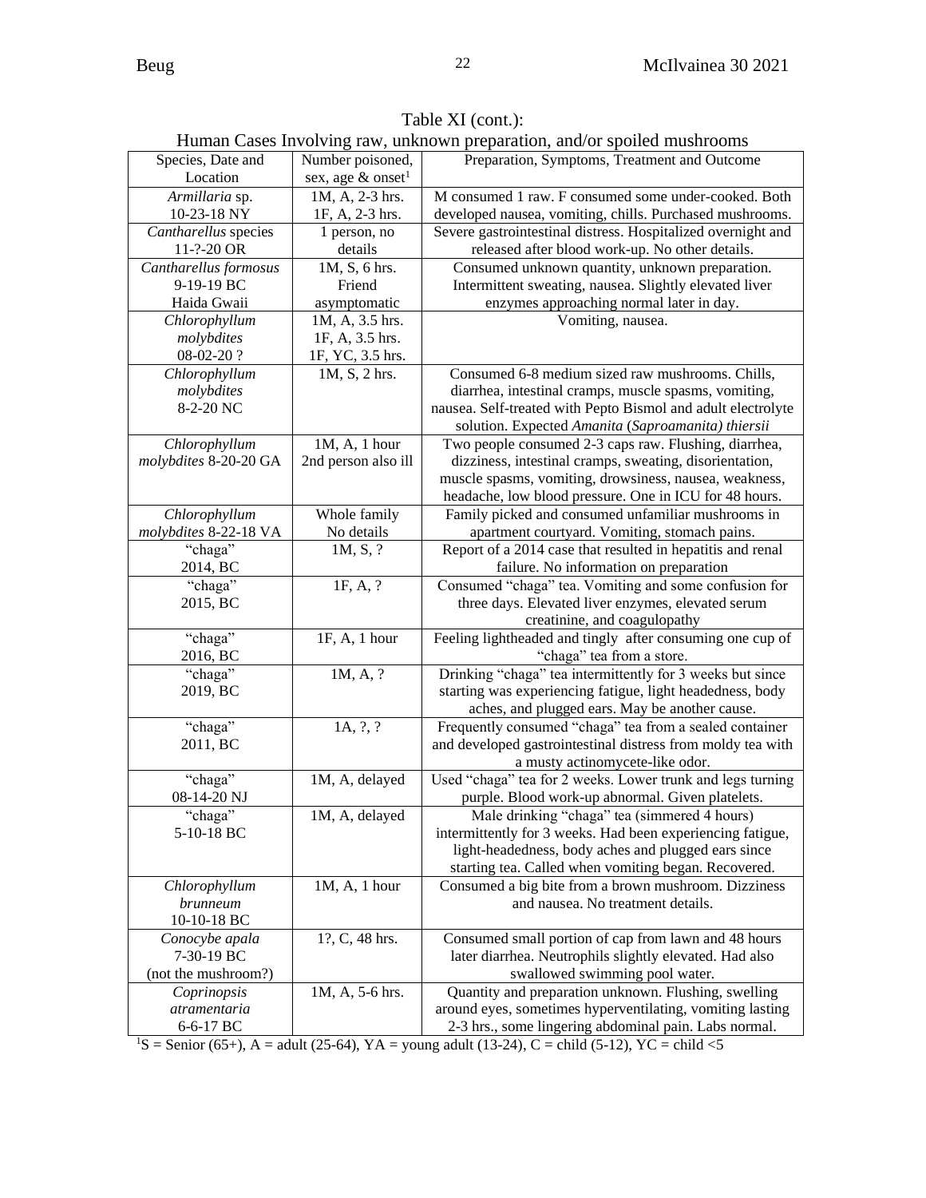Table XI (cont.):
Human Cases Involving raw, unknown preparation, and/or spoiled mushrooms

| Species, Date and Location | Number poisoned, sex, age & onset[1] | Preparation, Symptoms, Treatment and Outcome |
|---|---|---|
| *Armillaria* sp. 10-23-18 NY | 1M, A, 2-3 hrs. 1F, A, 2-3 hrs. | M consumed 1 raw. F consumed some under-cooked. Both developed nausea, vomiting, chills. Purchased mushrooms. |
| *Cantharellus* species 11-?-20 OR | 1 person, no details | Severe gastrointestinal distress. Hospitalized overnight and released after blood work-up. No other details. |
| *Cantharellus formosus* 9-19-19 BC Haida Gwaii | 1M, S, 6 hrs. Friend asymptomatic | Consumed unknown quantity, unknown preparation. Intermittent sweating, nausea. Slightly elevated liver enzymes approaching normal later in day. |
| *Chlorophyllum molybdites* 08-02-20 ? | 1M, A, 3.5 hrs. 1F, A, 3.5 hrs. 1F, YC, 3.5 hrs. | Vomiting, nausea. |
| *Chlorophyllum molybdites* 8-2-20 NC | 1M, S, 2 hrs. | Consumed 6-8 medium sized raw mushrooms. Chills, diarrhea, intestinal cramps, muscle spasms, vomiting, nausea. Self-treated with Pepto Bismol and adult electrolyte solution. Expected *Amanita* (*Saproamanita*) *thiersii* |
| *Chlorophyllum molybdites* 8-20-20 GA | 1M, A, 1 hour 2nd person also ill | Two people consumed 2-3 caps raw. Flushing, diarrhea, dizziness, intestinal cramps, sweating, disorientation, muscle spasms, vomiting, drowsiness, nausea, weakness, headache, low blood pressure. One in ICU for 48 hours. |
| *Chlorophyllum molybdites* 8-22-18 VA | Whole family No details | Family picked and consumed unfamiliar mushrooms in apartment courtyard. Vomiting, stomach pains. |
| "chaga" 2014, BC | 1M, S, ? | Report of a 2014 case that resulted in hepatitis and renal failure. No information on preparation |
| "chaga" 2015, BC | 1F, A, ? | Consumed "chaga" tea. Vomiting and some confusion for three days. Elevated liver enzymes, elevated serum creatinine, and coagulopathy |
| "chaga" 2016, BC | 1F, A, 1 hour | Feeling lightheaded and tingly after consuming one cup of "chaga" tea from a store. |
| "chaga" 2019, BC | 1M, A, ? | Drinking "chaga" tea intermittently for 3 weeks but since starting was experiencing fatigue, light headedness, body aches, and plugged ears. May be another cause. |
| "chaga" 2011, BC | 1A, ?, ? | Frequently consumed "chaga" tea from a sealed container and developed gastrointestinal distress from moldy tea with a musty actinomycete-like odor. |
| "chaga" 08-14-20 NJ | 1M, A, delayed | Used "chaga" tea for 2 weeks. Lower trunk and legs turning purple. Blood work-up abnormal. Given platelets. |
| "chaga" 5-10-18 BC | 1M, A, delayed | Male drinking "chaga" tea (simmered 4 hours) intermittently for 3 weeks. Had been experiencing fatigue, light-headedness, body aches and plugged ears since starting tea. Called when vomiting began. Recovered. |
| *Chlorophyllum brunneum* 10-10-18 BC | 1M, A, 1 hour | Consumed a big bite from a brown mushroom. Dizziness and nausea. No treatment details. |
| *Conocybe apala* 7-30-19 BC (not the mushroom?) | 1?, C, 48 hrs. | Consumed small portion of cap from lawn and 48 hours later diarrhea. Neutrophils slightly elevated. Had also swallowed swimming pool water. |
| *Coprinopsis atramentaria* 6-6-17 BC | 1M, A, 5-6 hrs. | Quantity and preparation unknown. Flushing, swelling around eyes, sometimes hyperventilating, vomiting lasting 2-3 hrs., some lingering abdominal pain. Labs normal. |

[1]S = Senior (65+), A = adult (25-64), YA = young adult (13-24), C = child (5-12), YC = child <5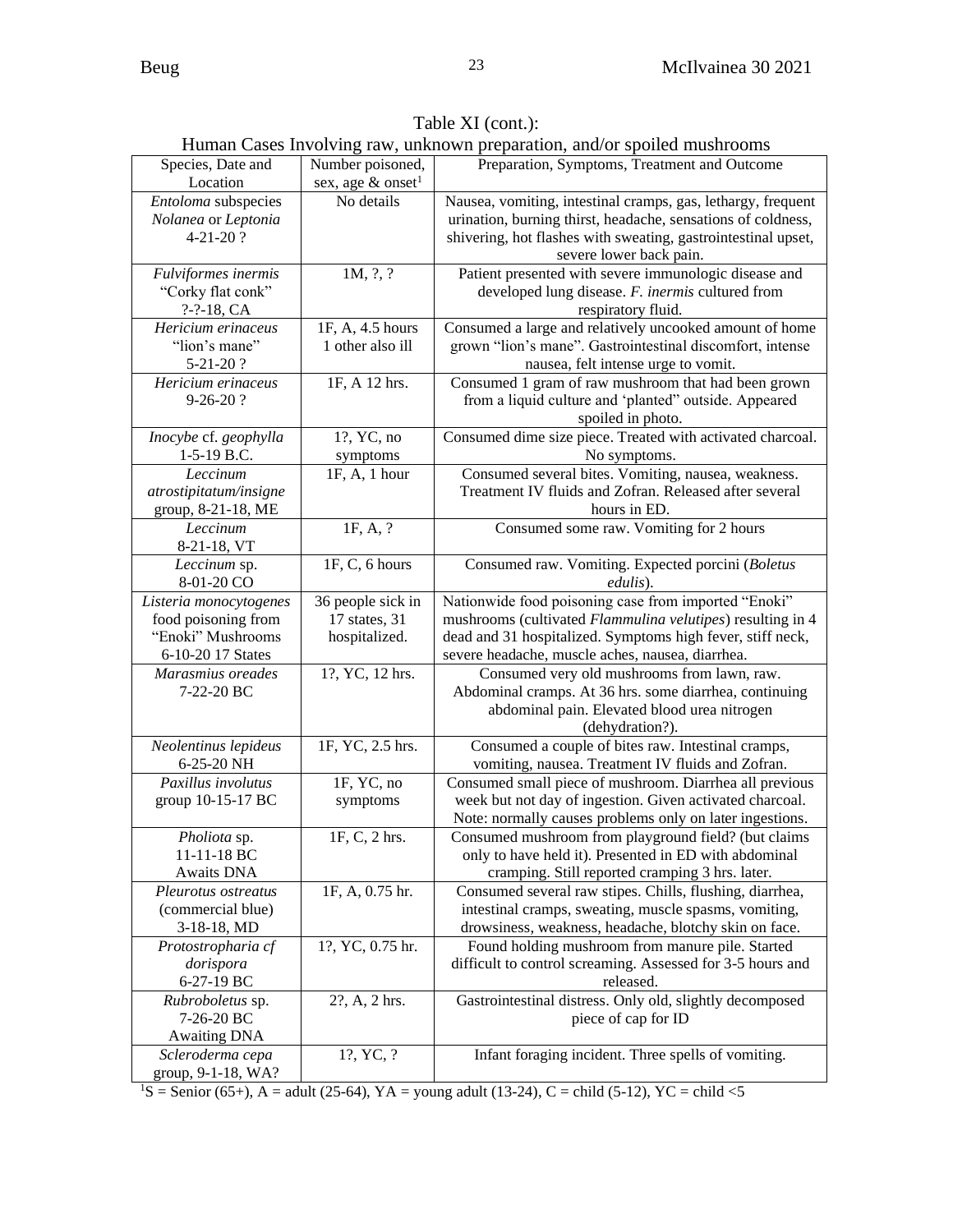Table XI (cont.):

Human Cases Involving raw, unknown preparation, and/or spoiled mushrooms

| Species, Date and Location | Number poisoned, sex, age & onset[1] | Preparation, Symptoms, Treatment and Outcome |
|---|---|---|
| *Entoloma* subspecies *Nolanea* or *Leptonia* 4-21-20 ? | No details | Nausea, vomiting, intestinal cramps, gas, lethargy, frequent urination, burning thirst, headache, sensations of coldness, shivering, hot flashes with sweating, gastrointestinal upset, severe lower back pain. |
| *Fulviformes inermis* "Corky flat conk" ?-?-18, CA | 1M, ?, ? | Patient presented with severe immunologic disease and developed lung disease. *F. inermis* cultured from respiratory fluid. |
| *Hericium erinaceus* "lion's mane" 5-21-20 ? | 1F, A, 4.5 hours 1 other also ill | Consumed a large and relatively uncooked amount of home grown "lion's mane". Gastrointestinal discomfort, intense nausea, felt intense urge to vomit. |
| *Hericium erinaceus* 9-26-20 ? | 1F, A 12 hrs. | Consumed 1 gram of raw mushroom that had been grown from a liquid culture and 'planted" outside. Appeared spoiled in photo. |
| *Inocybe* cf. *geophylla* 1-5-19 B.C. | 1?, YC, no symptoms | Consumed dime size piece. Treated with activated charcoal. No symptoms. |
| *Leccinum atrostipitatum/insigne* group, 8-21-18, ME | 1F, A, 1 hour | Consumed several bites. Vomiting, nausea, weakness. Treatment IV fluids and Zofran. Released after several hours in ED. |
| *Leccinum* 8-21-18, VT | 1F, A, ? | Consumed some raw. Vomiting for 2 hours |
| *Leccinum* sp. 8-01-20 CO | 1F, C, 6 hours | Consumed raw. Vomiting. Expected porcini (*Boletus edulis*). |
| *Listeria monocytogenes* food poisoning from "Enoki" Mushrooms 6-10-20 17 States | 36 people sick in 17 states, 31 hospitalized. | Nationwide food poisoning case from imported "Enoki" mushrooms (cultivated *Flammulina velutipes*) resulting in 4 dead and 31 hospitalized. Symptoms high fever, stiff neck, severe headache, muscle aches, nausea, diarrhea. |
| *Marasmius oreades* 7-22-20 BC | 1?, YC, 12 hrs. | Consumed very old mushrooms from lawn, raw. Abdominal cramps. At 36 hrs. some diarrhea, continuing abdominal pain. Elevated blood urea nitrogen (dehydration?). |
| *Neolentinus lepideus* 6-25-20 NH | 1F, YC, 2.5 hrs. | Consumed a couple of bites raw. Intestinal cramps, vomiting, nausea. Treatment IV fluids and Zofran. |
| *Paxillus involutus* group 10-15-17 BC | 1F, YC, no symptoms | Consumed small piece of mushroom. Diarrhea all previous week but not day of ingestion. Given activated charcoal. Note: normally causes problems only on later ingestions. |
| *Pholiota* sp. 11-11-18 BC Awaits DNA | 1F, C, 2 hrs. | Consumed mushroom from playground field? (but claims only to have held it). Presented in ED with abdominal cramping. Still reported cramping 3 hrs. later. |
| *Pleurotus ostreatus* (commercial blue) 3-18-18, MD | 1F, A, 0.75 hr. | Consumed several raw stipes. Chills, flushing, diarrhea, intestinal cramps, sweating, muscle spasms, vomiting, drowsiness, weakness, headache, blotchy skin on face. |
| *Protostropharia cf dorispora* 6-27-19 BC | 1?, YC, 0.75 hr. | Found holding mushroom from manure pile. Started difficult to control screaming. Assessed for 3-5 hours and released. |
| *Rubroboletus* sp. 7-26-20 BC Awaiting DNA | 2?, A, 2 hrs. | Gastrointestinal distress. Only old, slightly decomposed piece of cap for ID |
| *Scleroderma cepa* group, 9-1-18, WA? | 1?, YC, ? | Infant foraging incident. Three spells of vomiting. |

[1]S = Senior (65+), A = adult (25-64), YA = young adult (13-24), C = child (5-12), YC = child <5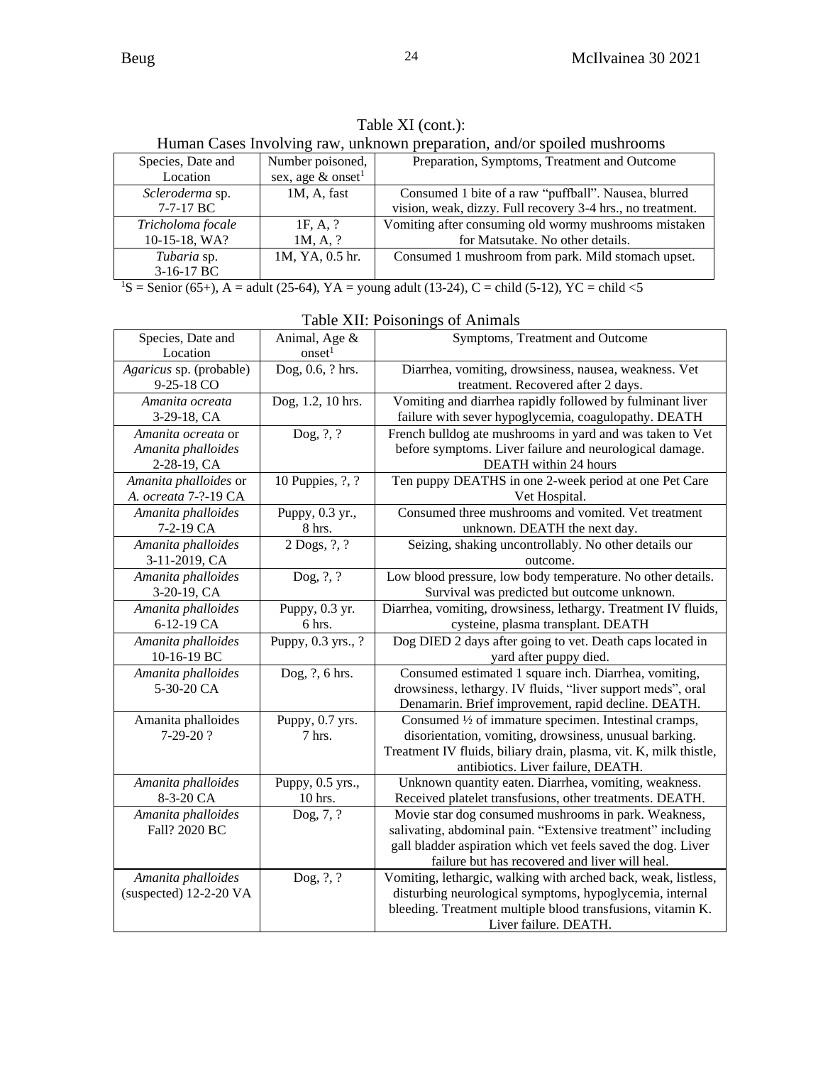Table XI (cont.):
Human Cases Involving raw, unknown preparation, and/or spoiled mushrooms

| Species, Date and Location | Number poisoned, sex, age & onset[1] | Preparation, Symptoms, Treatment and Outcome |
|---|---|---|
| *Scleroderma* sp. 7-7-17 BC | 1M, A, fast | Consumed 1 bite of a raw "puffball". Nausea, blurred vision, weak, dizzy. Full recovery 3-4 hrs., no treatment. |
| *Tricholoma focale* 10-15-18, WA? | 1F, A, ? 1M, A, ? | Vomiting after consuming old wormy mushrooms mistaken for Matsutake. No other details. |
| *Tubaria* sp. 3-16-17 BC | 1M, YA, 0.5 hr. | Consumed 1 mushroom from park. Mild stomach upset. |

[1]S = Senior (65+), A = adult (25-64), YA = young adult (13-24), C = child (5-12), YC = child <5

Table XII: Poisonings of Animals

| Species, Date and Location | Animal, Age & onset[1] | Symptoms, Treatment and Outcome |
|---|---|---|
| *Agaricus* sp. (probable) 9-25-18 CO | Dog, 0.6, ? hrs. | Diarrhea, vomiting, drowsiness, nausea, weakness. Vet treatment. Recovered after 2 days. |
| *Amanita ocreata* 3-29-18, CA | Dog, 1.2, 10 hrs. | Vomiting and diarrhea rapidly followed by fulminant liver failure with sever hypoglycemia, coagulopathy. DEATH |
| *Amanita ocreata* or *Amanita phalloides* 2-28-19, CA | Dog, ?, ? | French bulldog ate mushrooms in yard and was taken to Vet before symptoms. Liver failure and neurological damage. DEATH within 24 hours |
| *Amanita phalloides* or *A. ocreata* 7-?-19 CA | 10 Puppies, ?, ? | Ten puppy DEATHS in one 2-week period at one Pet Care Vet Hospital. |
| *Amanita phalloides* 7-2-19 CA | Puppy, 0.3 yr., 8 hrs. | Consumed three mushrooms and vomited. Vet treatment unknown. DEATH the next day. |
| *Amanita phalloides* 3-11-2019, CA | 2 Dogs, ?, ? | Seizing, shaking uncontrollably. No other details our outcome. |
| *Amanita phalloides* 3-20-19, CA | Dog, ?, ? | Low blood pressure, low body temperature. No other details. Survival was predicted but outcome unknown. |
| *Amanita phalloides* 6-12-19 CA | Puppy, 0.3 yr. 6 hrs. | Diarrhea, vomiting, drowsiness, lethargy. Treatment IV fluids, cysteine, plasma transplant. DEATH |
| *Amanita phalloides* 10-16-19 BC | Puppy, 0.3 yrs., ? | Dog DIED 2 days after going to vet. Death caps located in yard after puppy died. |
| *Amanita phalloides* 5-30-20 CA | Dog, ?, 6 hrs. | Consumed estimated 1 square inch. Diarrhea, vomiting, drowsiness, lethargy. IV fluids, "liver support meds", oral Denamarin. Brief improvement, rapid decline. DEATH. |
| Amanita phalloides 7-29-20 ? | Puppy, 0.7 yrs. 7 hrs. | Consumed ½ of immature specimen. Intestinal cramps, disorientation, vomiting, drowsiness, unusual barking. Treatment IV fluids, biliary drain, plasma, vit. K, milk thistle, antibiotics. Liver failure, DEATH. |
| *Amanita phalloides* 8-3-20 CA | Puppy, 0.5 yrs., 10 hrs. | Unknown quantity eaten. Diarrhea, vomiting, weakness. Received platelet transfusions, other treatments. DEATH. |
| *Amanita phalloides* Fall? 2020 BC | Dog, 7, ? | Movie star dog consumed mushrooms in park. Weakness, salivating, abdominal pain. "Extensive treatment" including gall bladder aspiration which vet feels saved the dog. Liver failure but has recovered and liver will heal. |
| *Amanita phalloides* (suspected) 12-2-20 VA | Dog, ?, ? | Vomiting, lethargic, walking with arched back, weak, listless, disturbing neurological symptoms, hypoglycemia, internal bleeding. Treatment multiple blood transfusions, vitamin K. Liver failure. DEATH. |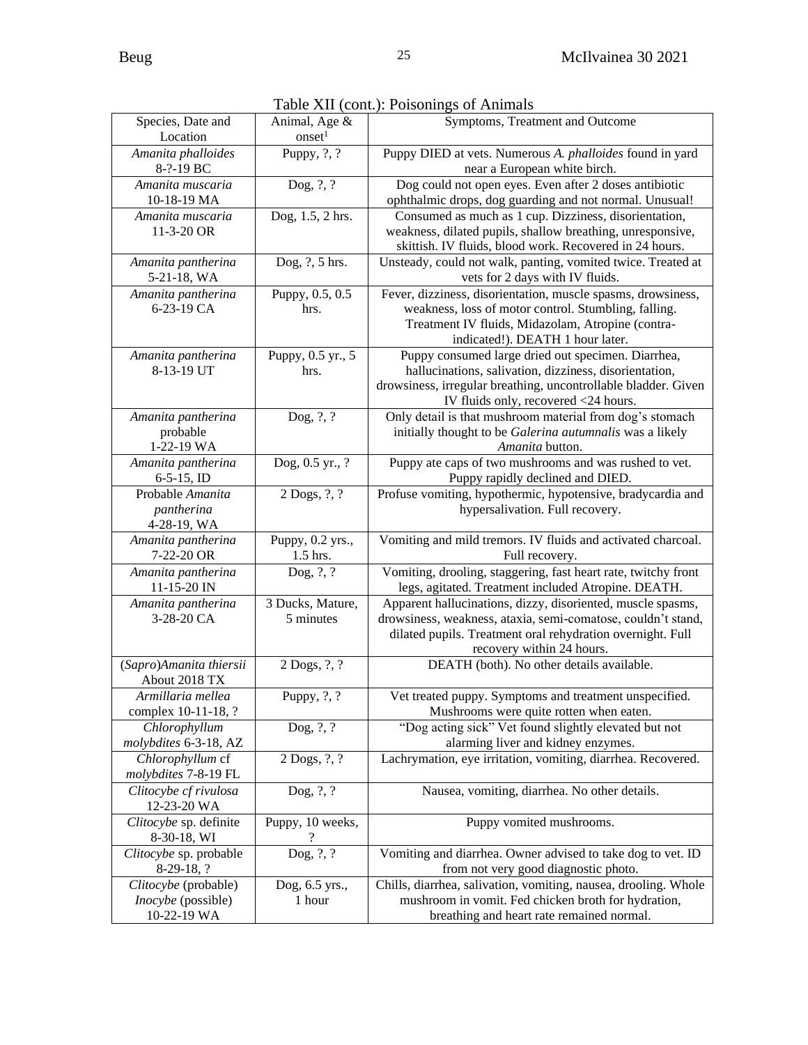Table XII (cont.): Poisonings of Animals

| Species, Date and Location | Animal, Age & onset[1] | Symptoms, Treatment and Outcome |
|---|---|---|
| *Amanita phalloides* 8-?-19 BC | Puppy, ?, ? | Puppy DIED at vets. Numerous *A. phalloides* found in yard near a European white birch. |
| *Amanita muscaria* 10-18-19 MA | Dog, ?, ? | Dog could not open eyes. Even after 2 doses antibiotic ophthalmic drops, dog guarding and not normal. Unusual! |
| *Amanita muscaria* 11-3-20 OR | Dog, 1.5, 2 hrs. | Consumed as much as 1 cup. Dizziness, disorientation, weakness, dilated pupils, shallow breathing, unresponsive, skittish. IV fluids, blood work. Recovered in 24 hours. |
| *Amanita pantherina* 5-21-18, WA | Dog, ?, 5 hrs. | Unsteady, could not walk, panting, vomited twice. Treated at vets for 2 days with IV fluids. |
| *Amanita pantherina* 6-23-19 CA | Puppy, 0.5, 0.5 hrs. | Fever, dizziness, disorientation, muscle spasms, drowsiness, weakness, loss of motor control. Stumbling, falling. Treatment IV fluids, Midazolam, Atropine (contra-indicated!). DEATH 1 hour later. |
| *Amanita pantherina* 8-13-19 UT | Puppy, 0.5 yr., 5 hrs. | Puppy consumed large dried out specimen. Diarrhea, hallucinations, salivation, dizziness, disorientation, drowsiness, irregular breathing, uncontrollable bladder. Given IV fluids only, recovered <24 hours. |
| *Amanita pantherina* probable 1-22-19 WA | Dog, ?, ? | Only detail is that mushroom material from dog's stomach initially thought to be *Galerina autumnalis* was a likely *Amanita* button. |
| *Amanita pantherina* 6-5-15, ID | Dog, 0.5 yr., ? | Puppy ate caps of two mushrooms and was rushed to vet. Puppy rapidly declined and DIED. |
| Probable *Amanita pantherina* 4-28-19, WA | 2 Dogs, ?, ? | Profuse vomiting, hypothermic, hypotensive, bradycardia and hypersalivation. Full recovery. |
| *Amanita pantherina* 7-22-20 OR | Puppy, 0.2 yrs., 1.5 hrs. | Vomiting and mild tremors. IV fluids and activated charcoal. Full recovery. |
| *Amanita pantherina* 11-15-20 IN | Dog, ?, ? | Vomiting, drooling, staggering, fast heart rate, twitchy front legs, agitated. Treatment included Atropine. DEATH. |
| *Amanita pantherina* 3-28-20 CA | 3 Ducks, Mature, 5 minutes | Apparent hallucinations, dizzy, disoriented, muscle spasms, drowsiness, weakness, ataxia, semi-comatose, couldn't stand, dilated pupils. Treatment oral rehydration overnight. Full recovery within 24 hours. |
| (*Sapro*)*Amanita thiersii* About 2018 TX | 2 Dogs, ?, ? | DEATH (both). No other details available. |
| *Armillaria mellea* complex 10-11-18, ? | Puppy, ?, ? | Vet treated puppy. Symptoms and treatment unspecified. Mushrooms were quite rotten when eaten. |
| *Chlorophyllum molybdites* 6-3-18, AZ | Dog, ?, ? | "Dog acting sick" Vet found slightly elevated but not alarming liver and kidney enzymes. |
| *Chlorophyllum* cf *molybdites* 7-8-19 FL | 2 Dogs, ?, ? | Lachrymation, eye irritation, vomiting, diarrhea. Recovered. |
| *Clitocybe cf rivulosa* 12-23-20 WA | Dog, ?, ? | Nausea, vomiting, diarrhea. No other details. |
| *Clitocybe* sp. definite 8-30-18, WI | Puppy, 10 weeks, ? | Puppy vomited mushrooms. |
| *Clitocybe* sp. probable 8-29-18, ? | Dog, ?, ? | Vomiting and diarrhea. Owner advised to take dog to vet. ID from not very good diagnostic photo. |
| *Clitocybe* (probable) *Inocybe* (possible) 10-22-19 WA | Dog, 6.5 yrs., 1 hour | Chills, diarrhea, salivation, vomiting, nausea, drooling. Whole mushroom in vomit. Fed chicken broth for hydration, breathing and heart rate remained normal. |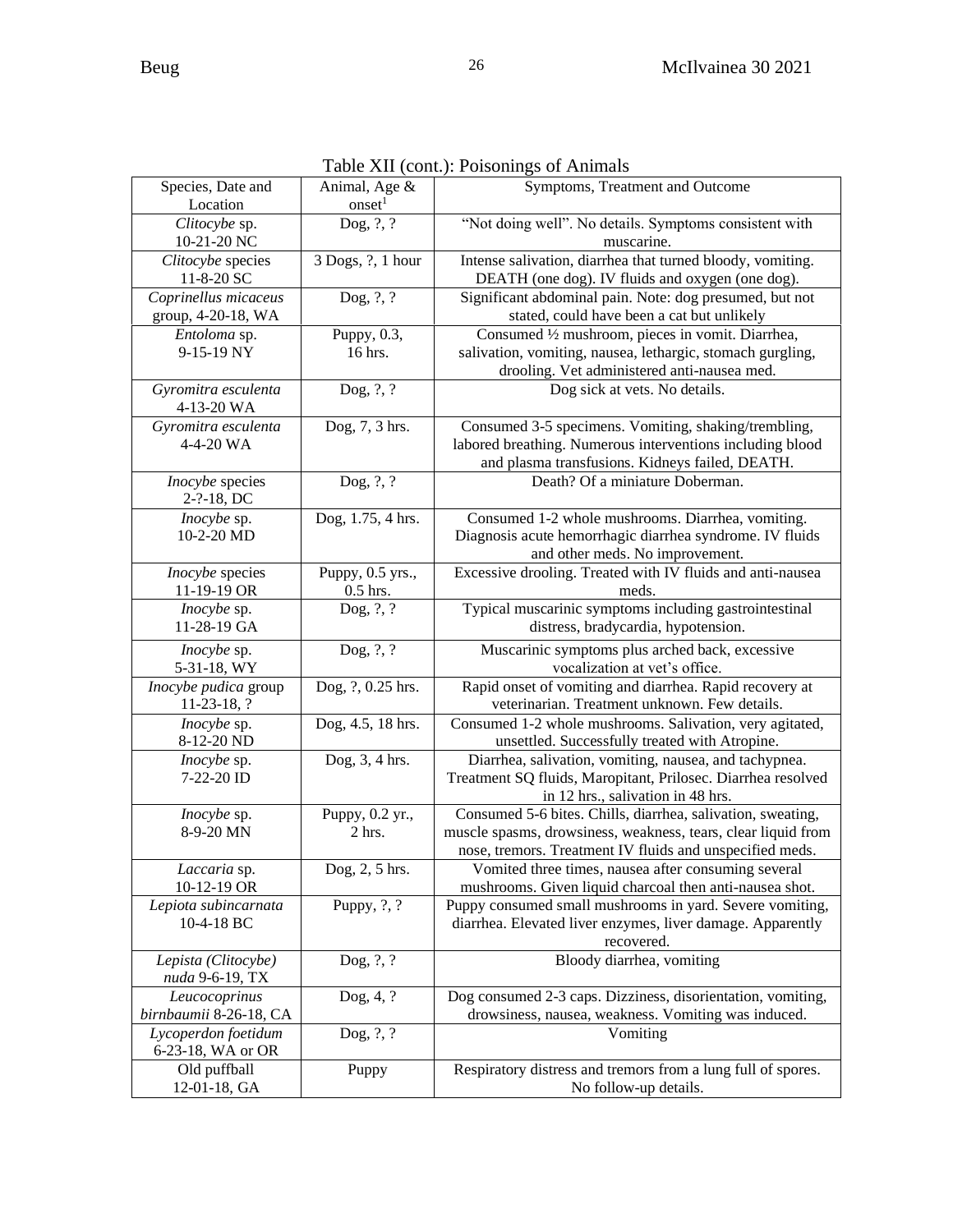Table XII (cont.): Poisonings of Animals

| Species, Date and Location | Animal, Age & onset[1] | Symptoms, Treatment and Outcome |
|---|---|---|
| *Clitocybe* sp. 10-21-20 NC | Dog, ?, ? | "Not doing well". No details. Symptoms consistent with muscarine. |
| *Clitocybe* species 11-8-20 SC | 3 Dogs, ?, 1 hour | Intense salivation, diarrhea that turned bloody, vomiting. DEATH (one dog). IV fluids and oxygen (one dog). |
| *Coprinellus micaceus* group, 4-20-18, WA | Dog, ?, ? | Significant abdominal pain. Note: dog presumed, but not stated, could have been a cat but unlikely |
| *Entoloma* sp. 9-15-19 NY | Puppy, 0.3, 16 hrs. | Consumed ½ mushroom, pieces in vomit. Diarrhea, salivation, vomiting, nausea, lethargic, stomach gurgling, drooling. Vet administered anti-nausea med. |
| *Gyromitra esculenta* 4-13-20 WA | Dog, ?, ? | Dog sick at vets. No details. |
| *Gyromitra esculenta* 4-4-20 WA | Dog, 7, 3 hrs. | Consumed 3-5 specimens. Vomiting, shaking/trembling, labored breathing. Numerous interventions including blood and plasma transfusions. Kidneys failed, DEATH. |
| *Inocybe* species 2-?-18, DC | Dog, ?, ? | Death? Of a miniature Doberman. |
| *Inocybe* sp. 10-2-20 MD | Dog, 1.75, 4 hrs. | Consumed 1-2 whole mushrooms. Diarrhea, vomiting. Diagnosis acute hemorrhagic diarrhea syndrome. IV fluids and other meds. No improvement. |
| *Inocybe* species 11-19-19 OR | Puppy, 0.5 yrs., 0.5 hrs. | Excessive drooling. Treated with IV fluids and anti-nausea meds. |
| *Inocybe* sp. 11-28-19 GA | Dog, ?, ? | Typical muscarinic symptoms including gastrointestinal distress, bradycardia, hypotension. |
| *Inocybe* sp. 5-31-18, WY | Dog, ?, ? | Muscarinic symptoms plus arched back, excessive vocalization at vet's office. |
| *Inocybe pudica* group 11-23-18, ? | Dog, ?, 0.25 hrs. | Rapid onset of vomiting and diarrhea. Rapid recovery at veterinarian. Treatment unknown. Few details. |
| *Inocybe* sp. 8-12-20 ND | Dog, 4.5, 18 hrs. | Consumed 1-2 whole mushrooms. Salivation, very agitated, unsettled. Successfully treated with Atropine. |
| *Inocybe* sp. 7-22-20 ID | Dog, 3, 4 hrs. | Diarrhea, salivation, vomiting, nausea, and tachypnea. Treatment SQ fluids, Maropitant, Prilosec. Diarrhea resolved in 12 hrs., salivation in 48 hrs. |
| *Inocybe* sp. 8-9-20 MN | Puppy, 0.2 yr., 2 hrs. | Consumed 5-6 bites. Chills, diarrhea, salivation, sweating, muscle spasms, drowsiness, weakness, tears, clear liquid from nose, tremors. Treatment IV fluids and unspecified meds. |
| *Laccaria* sp. 10-12-19 OR | Dog, 2, 5 hrs. | Vomited three times, nausea after consuming several mushrooms. Given liquid charcoal then anti-nausea shot. |
| *Lepiota subincarnata* 10-4-18 BC | Puppy, ?, ? | Puppy consumed small mushrooms in yard. Severe vomiting, diarrhea. Elevated liver enzymes, liver damage. Apparently recovered. |
| *Lepista (Clitocybe) nuda* 9-6-19, TX | Dog, ?, ? | Bloody diarrhea, vomiting |
| *Leucocoprinus birnbaumii* 8-26-18, CA | Dog, 4, ? | Dog consumed 2-3 caps. Dizziness, disorientation, vomiting, drowsiness, nausea, weakness. Vomiting was induced. |
| *Lycoperdon foetidum* 6-23-18, WA or OR | Dog, ?, ? | Vomiting |
| Old puffball 12-01-18, GA | Puppy | Respiratory distress and tremors from a lung full of spores. No follow-up details. |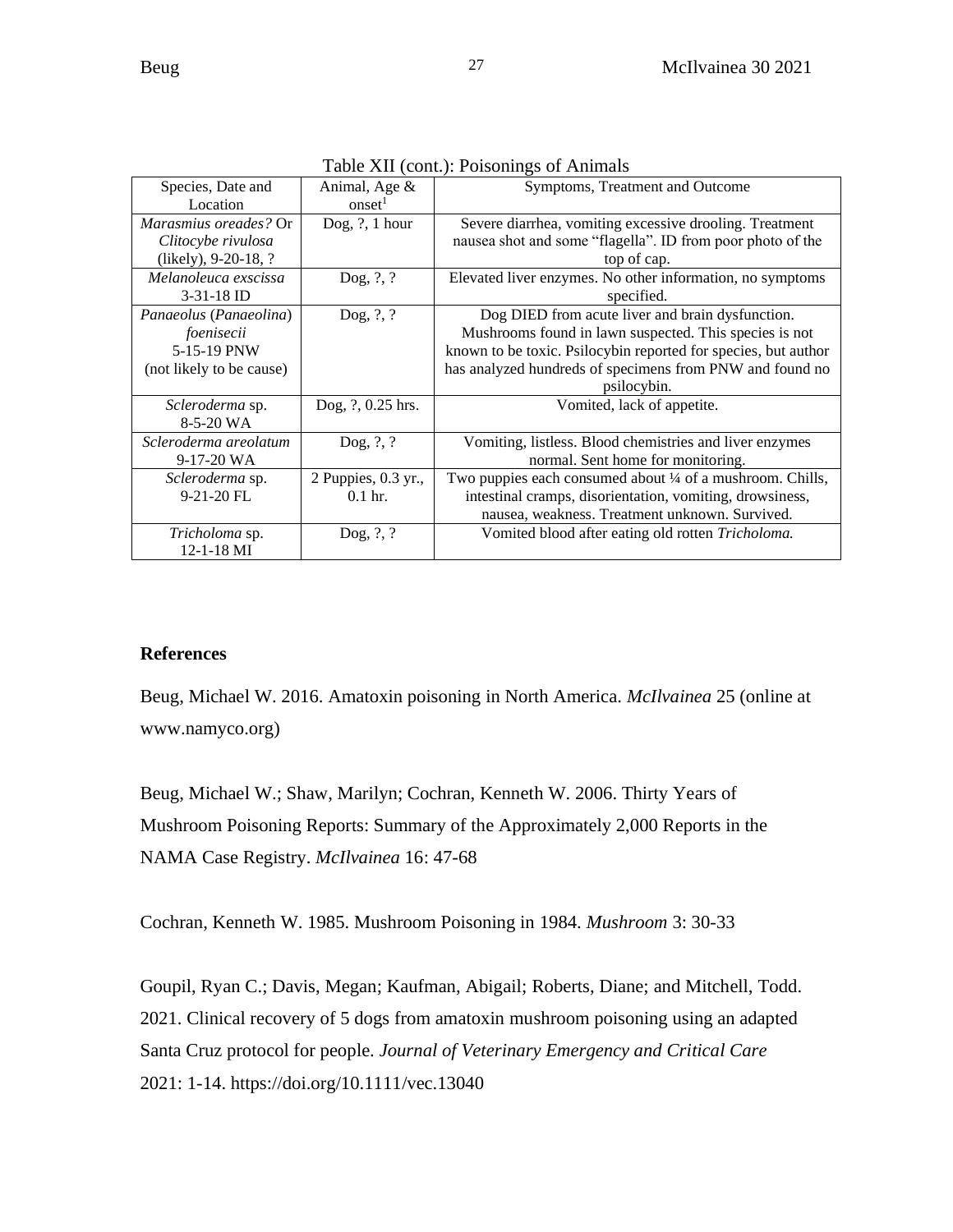Table XII (cont.): Poisonings of Animals

| Species, Date and Location | Animal, Age & onset[1] | Symptoms, Treatment and Outcome |
|---|---|---|
| *Marasmius oreades?* Or *Clitocybe rivulosa* (likely), 9-20-18, ? | Dog, ?, 1 hour | Severe diarrhea, vomiting excessive drooling. Treatment nausea shot and some "flagella". ID from poor photo of the top of cap. |
| *Melanoleuca exscissa* 3-31-18 ID | Dog, ?, ? | Elevated liver enzymes. No other information, no symptoms specified. |
| *Panaeolus* (*Panaeolina*) *foenisecii* 5-15-19 PNW (not likely to be cause) | Dog, ?, ? | Dog DIED from acute liver and brain dysfunction. Mushrooms found in lawn suspected. This species is not known to be toxic. Psilocybin reported for species, but author has analyzed hundreds of specimens from PNW and found no psilocybin. |
| *Scleroderma* sp. 8-5-20 WA | Dog, ?, 0.25 hrs. | Vomited, lack of appetite. |
| *Scleroderma areolatum* 9-17-20 WA | Dog, ?, ? | Vomiting, listless. Blood chemistries and liver enzymes normal. Sent home for monitoring. |
| *Scleroderma* sp. 9-21-20 FL | 2 Puppies, 0.3 yr., 0.1 hr. | Two puppies each consumed about ¼ of a mushroom. Chills, intestinal cramps, disorientation, vomiting, drowsiness, nausea, weakness. Treatment unknown. Survived. |
| *Tricholoma* sp. 12-1-18 MI | Dog, ?, ? | Vomited blood after eating old rotten *Tricholoma.* |

**References**

Beug, Michael W. 2016. Amatoxin poisoning in North America. *McIlvainea* 25 (online at www.namyco.org)

Beug, Michael W.; Shaw, Marilyn; Cochran, Kenneth W. 2006. Thirty Years of Mushroom Poisoning Reports: Summary of the Approximately 2,000 Reports in the NAMA Case Registry. *McIlvainea* 16: 47-68

Cochran, Kenneth W. 1985. Mushroom Poisoning in 1984. *Mushroom* 3: 30-33

Goupil, Ryan C.; Davis, Megan; Kaufman, Abigail; Roberts, Diane; and Mitchell, Todd. 2021. Clinical recovery of 5 dogs from amatoxin mushroom poisoning using an adapted Santa Cruz protocol for people. *Journal of Veterinary Emergency and Critical Care* 2021: 1-14. https://doi.org/10.1111/vec.13040